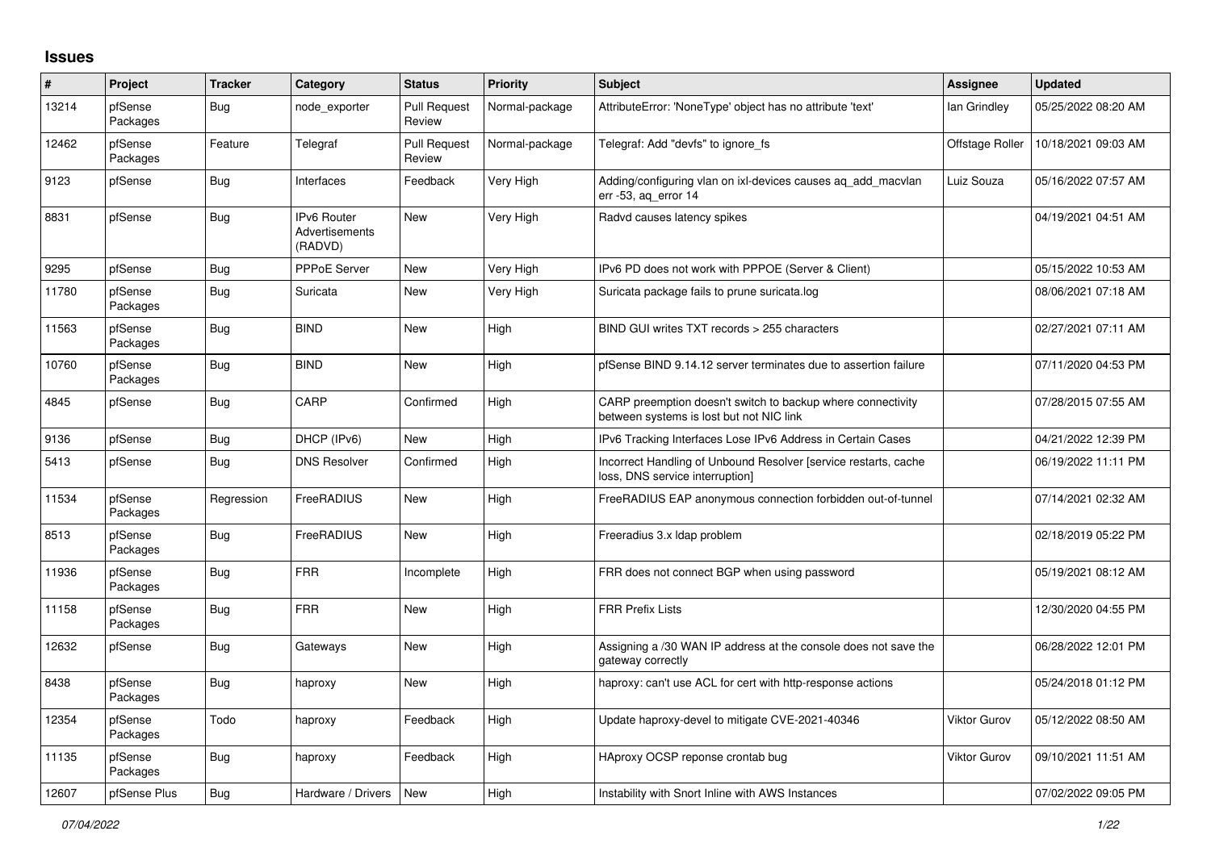## Issues

| # | Project | Tracker | Category | Status | Priority | Subject | Assignee | Updated |
|---|---|---|---|---|---|---|---|---|
| 13214 | pfSense Packages | Bug | node_exporter | Pull Request Review | Normal-package | AttributeError: 'NoneType' object has no attribute 'text' | Ian Grindley | 05/25/2022 08:20 AM |
| 12462 | pfSense Packages | Feature | Telegraf | Pull Request Review | Normal-package | Telegraf: Add "devfs" to ignore_fs | Offstage Roller | 10/18/2021 09:03 AM |
| 9123 | pfSense | Bug | Interfaces | Feedback | Very High | Adding/configuring vlan on ixl-devices causes aq_add_macvlan err -53, aq_error 14 | Luiz Souza | 05/16/2022 07:57 AM |
| 8831 | pfSense | Bug | IPv6 Router Advertisements (RADVD) | New | Very High | Radvd causes latency spikes | | 04/19/2021 04:51 AM |
| 9295 | pfSense | Bug | PPPoE Server | New | Very High | IPv6 PD does not work with PPPOE (Server & Client) | | 05/15/2022 10:53 AM |
| 11780 | pfSense Packages | Bug | Suricata | New | Very High | Suricata package fails to prune suricata.log | | 08/06/2021 07:18 AM |
| 11563 | pfSense Packages | Bug | BIND | New | High | BIND GUI writes TXT records > 255 characters | | 02/27/2021 07:11 AM |
| 10760 | pfSense Packages | Bug | BIND | New | High | pfSense BIND 9.14.12 server terminates due to assertion failure | | 07/11/2020 04:53 PM |
| 4845 | pfSense | Bug | CARP | Confirmed | High | CARP preemption doesn't switch to backup where connectivity between systems is lost but not NIC link | | 07/28/2015 07:55 AM |
| 9136 | pfSense | Bug | DHCP (IPv6) | New | High | IPv6 Tracking Interfaces Lose IPv6 Address in Certain Cases | | 04/21/2022 12:39 PM |
| 5413 | pfSense | Bug | DNS Resolver | Confirmed | High | Incorrect Handling of Unbound Resolver [service restarts, cache loss, DNS service interruption] | | 06/19/2022 11:11 PM |
| 11534 | pfSense Packages | Regression | FreeRADIUS | New | High | FreeRADIUS EAP anonymous connection forbidden out-of-tunnel | | 07/14/2021 02:32 AM |
| 8513 | pfSense Packages | Bug | FreeRADIUS | New | High | Freeradius 3.x ldap problem | | 02/18/2019 05:22 PM |
| 11936 | pfSense Packages | Bug | FRR | Incomplete | High | FRR does not connect BGP when using password | | 05/19/2021 08:12 AM |
| 11158 | pfSense Packages | Bug | FRR | New | High | FRR Prefix Lists | | 12/30/2020 04:55 PM |
| 12632 | pfSense | Bug | Gateways | New | High | Assigning a /30 WAN IP address at the console does not save the gateway correctly | | 06/28/2022 12:01 PM |
| 8438 | pfSense Packages | Bug | haproxy | New | High | haproxy: can't use ACL for cert with http-response actions | | 05/24/2018 01:12 PM |
| 12354 | pfSense Packages | Todo | haproxy | Feedback | High | Update haproxy-devel to mitigate CVE-2021-40346 | Viktor Gurov | 05/12/2022 08:50 AM |
| 11135 | pfSense Packages | Bug | haproxy | Feedback | High | HAproxy OCSP reponse crontab bug | Viktor Gurov | 09/10/2021 11:51 AM |
| 12607 | pfSense Plus | Bug | Hardware / Drivers | New | High | Instability with Snort Inline with AWS Instances | | 07/02/2022 09:05 PM |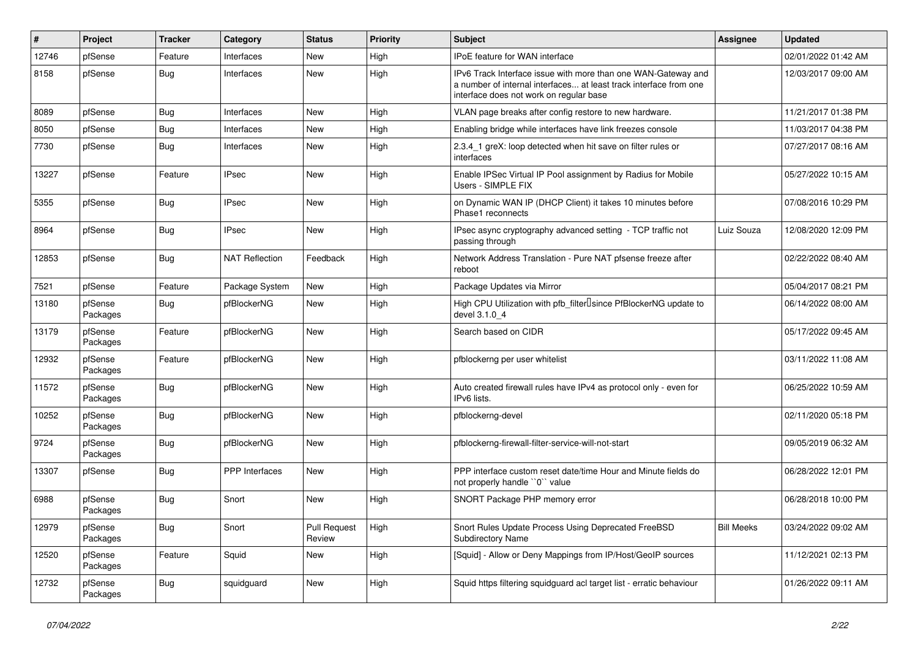| # | Project | Tracker | Category | Status | Priority | Subject | Assignee | Updated |
|---|---|---|---|---|---|---|---|---|
| 12746 | pfSense | Feature | Interfaces | New | High | IPoE feature for WAN interface | | 02/01/2022 01:42 AM |
| 8158 | pfSense | Bug | Interfaces | New | High | IPv6 Track Interface issue with more than one WAN-Gateway and a number of internal interfaces... at least track interface from one interface does not work on regular base | | 12/03/2017 09:00 AM |
| 8089 | pfSense | Bug | Interfaces | New | High | VLAN page breaks after config restore to new hardware. | | 11/21/2017 01:38 PM |
| 8050 | pfSense | Bug | Interfaces | New | High | Enabling bridge while interfaces have link freezes console | | 11/03/2017 04:38 PM |
| 7730 | pfSense | Bug | Interfaces | New | High | 2.3.4_1 greX: loop detected when hit save on filter rules or interfaces | | 07/27/2017 08:16 AM |
| 13227 | pfSense | Feature | IPsec | New | High | Enable IPSec Virtual IP Pool assignment by Radius for Mobile Users - SIMPLE FIX | | 05/27/2022 10:15 AM |
| 5355 | pfSense | Bug | IPsec | New | High | on Dynamic WAN IP (DHCP Client) it takes 10 minutes before Phase1 reconnects | | 07/08/2016 10:29 PM |
| 8964 | pfSense | Bug | IPsec | New | High | IPsec async cryptography advanced setting - TCP traffic not passing through | Luiz Souza | 12/08/2020 12:09 PM |
| 12853 | pfSense | Bug | NAT Reflection | Feedback | High | Network Address Translation - Pure NAT pfsense freeze after reboot | | 02/22/2022 08:40 AM |
| 7521 | pfSense | Feature | Package System | New | High | Package Updates via Mirror | | 05/04/2017 08:21 PM |
| 13180 | pfSense Packages | Bug | pfBlockerNG | New | High | High CPU Utilization with pfb_filter since PfBlockerNG update to devel 3.1.0_4 | | 06/14/2022 08:00 AM |
| 13179 | pfSense Packages | Feature | pfBlockerNG | New | High | Search based on CIDR | | 05/17/2022 09:45 AM |
| 12932 | pfSense Packages | Feature | pfBlockerNG | New | High | pfblockerng per user whitelist | | 03/11/2022 11:08 AM |
| 11572 | pfSense Packages | Bug | pfBlockerNG | New | High | Auto created firewall rules have IPv4 as protocol only - even for IPv6 lists. | | 06/25/2022 10:59 AM |
| 10252 | pfSense Packages | Bug | pfBlockerNG | New | High | pfblockerng-devel | | 02/11/2020 05:18 PM |
| 9724 | pfSense Packages | Bug | pfBlockerNG | New | High | pfblockerng-firewall-filter-service-will-not-start | | 09/05/2019 06:32 AM |
| 13307 | pfSense | Bug | PPP Interfaces | New | High | PPP interface custom reset date/time Hour and Minute fields do not properly handle ``0`` value | | 06/28/2022 12:01 PM |
| 6988 | pfSense Packages | Bug | Snort | New | High | SNORT Package PHP memory error | | 06/28/2018 10:00 PM |
| 12979 | pfSense Packages | Bug | Snort | Pull Request Review | High | Snort Rules Update Process Using Deprecated FreeBSD Subdirectory Name | Bill Meeks | 03/24/2022 09:02 AM |
| 12520 | pfSense Packages | Feature | Squid | New | High | [Squid] - Allow or Deny Mappings from IP/Host/GeoIP sources | | 11/12/2021 02:13 PM |
| 12732 | pfSense Packages | Bug | squidguard | New | High | Squid https filtering squidguard acl target list - erratic behaviour | | 01/26/2022 09:11 AM |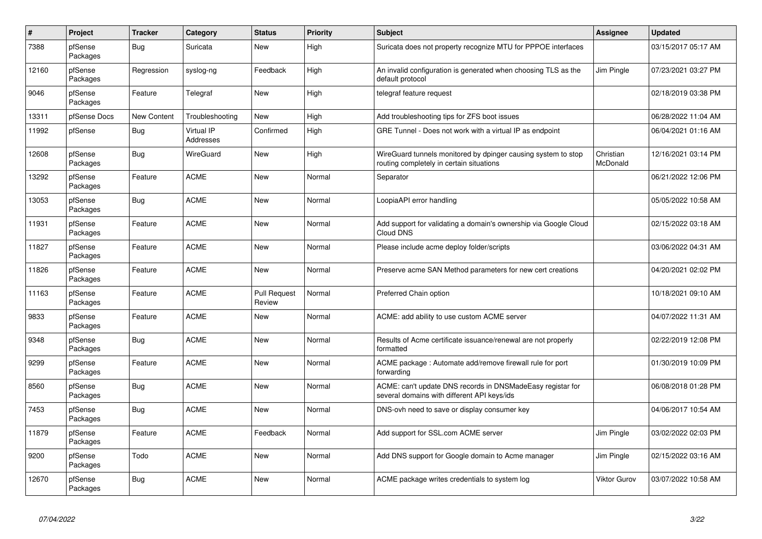| # | Project | Tracker | Category | Status | Priority | Subject | Assignee | Updated |
|---|---|---|---|---|---|---|---|---|
| 7388 | pfSense Packages | Bug | Suricata | New | High | Suricata does not property recognize MTU for PPPOE interfaces | | 03/15/2017 05:17 AM |
| 12160 | pfSense Packages | Regression | syslog-ng | Feedback | High | An invalid configuration is generated when choosing TLS as the default protocol | Jim Pingle | 07/23/2021 03:27 PM |
| 9046 | pfSense Packages | Feature | Telegraf | New | High | telegraf feature request | | 02/18/2019 03:38 PM |
| 13311 | pfSense Docs | New Content | Troubleshooting | New | High | Add troubleshooting tips for ZFS boot issues | | 06/28/2022 11:04 AM |
| 11992 | pfSense | Bug | Virtual IP Addresses | Confirmed | High | GRE Tunnel - Does not work with a virtual IP as endpoint | | 06/04/2021 01:16 AM |
| 12608 | pfSense Packages | Bug | WireGuard | New | High | WireGuard tunnels monitored by dpinger causing system to stop routing completely in certain situations | Christian McDonald | 12/16/2021 03:14 PM |
| 13292 | pfSense Packages | Feature | ACME | New | Normal | Separator | | 06/21/2022 12:06 PM |
| 13053 | pfSense Packages | Bug | ACME | New | Normal | LoopiaAPI error handling | | 05/05/2022 10:58 AM |
| 11931 | pfSense Packages | Feature | ACME | New | Normal | Add support for validating a domain's ownership via Google Cloud Cloud DNS | | 02/15/2022 03:18 AM |
| 11827 | pfSense Packages | Feature | ACME | New | Normal | Please include acme deploy folder/scripts | | 03/06/2022 04:31 AM |
| 11826 | pfSense Packages | Feature | ACME | New | Normal | Preserve acme SAN Method parameters for new cert creations | | 04/20/2021 02:02 PM |
| 11163 | pfSense Packages | Feature | ACME | Pull Request Review | Normal | Preferred Chain option | | 10/18/2021 09:10 AM |
| 9833 | pfSense Packages | Feature | ACME | New | Normal | ACME: add ability to use custom ACME server | | 04/07/2022 11:31 AM |
| 9348 | pfSense Packages | Bug | ACME | New | Normal | Results of Acme certificate issuance/renewal are not properly formatted | | 02/22/2019 12:08 PM |
| 9299 | pfSense Packages | Feature | ACME | New | Normal | ACME package : Automate add/remove firewall rule for port forwarding | | 01/30/2019 10:09 PM |
| 8560 | pfSense Packages | Bug | ACME | New | Normal | ACME: can't update DNS records in DNSMadeEasy registar for several domains with different API keys/ids | | 06/08/2018 01:28 PM |
| 7453 | pfSense Packages | Bug | ACME | New | Normal | DNS-ovh need to save or display consumer key | | 04/06/2017 10:54 AM |
| 11879 | pfSense Packages | Feature | ACME | Feedback | Normal | Add support for SSL.com ACME server | Jim Pingle | 03/02/2022 02:03 PM |
| 9200 | pfSense Packages | Todo | ACME | New | Normal | Add DNS support for Google domain to Acme manager | Jim Pingle | 02/15/2022 03:16 AM |
| 12670 | pfSense Packages | Bug | ACME | New | Normal | ACME package writes credentials to system log | Viktor Gurov | 03/07/2022 10:58 AM |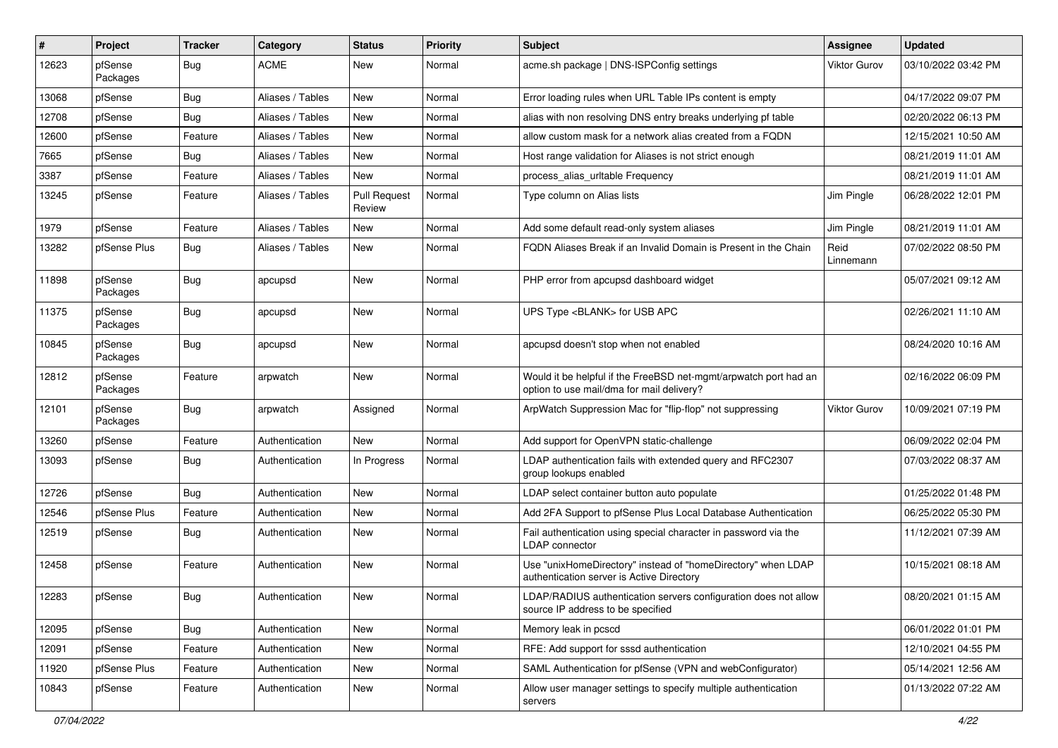| # | Project | Tracker | Category | Status | Priority | Subject | Assignee | Updated |
|---|---|---|---|---|---|---|---|---|
| 12623 | pfSense Packages | Bug | ACME | New | Normal | acme.sh package \| DNS-ISPConfig settings | Viktor Gurov | 03/10/2022 03:42 PM |
| 13068 | pfSense | Bug | Aliases / Tables | New | Normal | Error loading rules when URL Table IPs content is empty | | 04/17/2022 09:07 PM |
| 12708 | pfSense | Bug | Aliases / Tables | New | Normal | alias with non resolving DNS entry breaks underlying pf table | | 02/20/2022 06:13 PM |
| 12600 | pfSense | Feature | Aliases / Tables | New | Normal | allow custom mask for a network alias created from a FQDN | | 12/15/2021 10:50 AM |
| 7665 | pfSense | Bug | Aliases / Tables | New | Normal | Host range validation for Aliases is not strict enough | | 08/21/2019 11:01 AM |
| 3387 | pfSense | Feature | Aliases / Tables | New | Normal | process_alias_urltable Frequency | | 08/21/2019 11:01 AM |
| 13245 | pfSense | Feature | Aliases / Tables | Pull Request Review | Normal | Type column on Alias lists | Jim Pingle | 06/28/2022 12:01 PM |
| 1979 | pfSense | Feature | Aliases / Tables | New | Normal | Add some default read-only system aliases | Jim Pingle | 08/21/2019 11:01 AM |
| 13282 | pfSense Plus | Bug | Aliases / Tables | New | Normal | FQDN Aliases Break if an Invalid Domain is Present in the Chain | Reid Linnemann | 07/02/2022 08:50 PM |
| 11898 | pfSense Packages | Bug | apcupsd | New | Normal | PHP error from apcupsd dashboard widget | | 05/07/2021 09:12 AM |
| 11375 | pfSense Packages | Bug | apcupsd | New | Normal | UPS Type <BLANK> for USB APC | | 02/26/2021 11:10 AM |
| 10845 | pfSense Packages | Bug | apcupsd | New | Normal | apcupsd doesn't stop when not enabled | | 08/24/2020 10:16 AM |
| 12812 | pfSense Packages | Feature | arpwatch | New | Normal | Would it be helpful if the FreeBSD net-mgmt/arpwatch port had an option to use mail/dma for mail delivery? | | 02/16/2022 06:09 PM |
| 12101 | pfSense Packages | Bug | arpwatch | Assigned | Normal | ArpWatch Suppression Mac for "flip-flop" not suppressing | Viktor Gurov | 10/09/2021 07:19 PM |
| 13260 | pfSense | Feature | Authentication | New | Normal | Add support for OpenVPN static-challenge | | 06/09/2022 02:04 PM |
| 13093 | pfSense | Bug | Authentication | In Progress | Normal | LDAP authentication fails with extended query and RFC2307 group lookups enabled | | 07/03/2022 08:37 AM |
| 12726 | pfSense | Bug | Authentication | New | Normal | LDAP select container button auto populate | | 01/25/2022 01:48 PM |
| 12546 | pfSense Plus | Feature | Authentication | New | Normal | Add 2FA Support to pfSense Plus Local Database Authentication | | 06/25/2022 05:30 PM |
| 12519 | pfSense | Bug | Authentication | New | Normal | Fail authentication using special character in password via the LDAP connector | | 11/12/2021 07:39 AM |
| 12458 | pfSense | Feature | Authentication | New | Normal | Use "unixHomeDirectory" instead of "homeDirectory" when LDAP authentication server is Active Directory | | 10/15/2021 08:18 AM |
| 12283 | pfSense | Bug | Authentication | New | Normal | LDAP/RADIUS authentication servers configuration does not allow source IP address to be specified | | 08/20/2021 01:15 AM |
| 12095 | pfSense | Bug | Authentication | New | Normal | Memory leak in pcscd | | 06/01/2022 01:01 PM |
| 12091 | pfSense | Feature | Authentication | New | Normal | RFE: Add support for sssd authentication | | 12/10/2021 04:55 PM |
| 11920 | pfSense Plus | Feature | Authentication | New | Normal | SAML Authentication for pfSense (VPN and webConfigurator) | | 05/14/2021 12:56 AM |
| 10843 | pfSense | Feature | Authentication | New | Normal | Allow user manager settings to specify multiple authentication servers | | 01/13/2022 07:22 AM |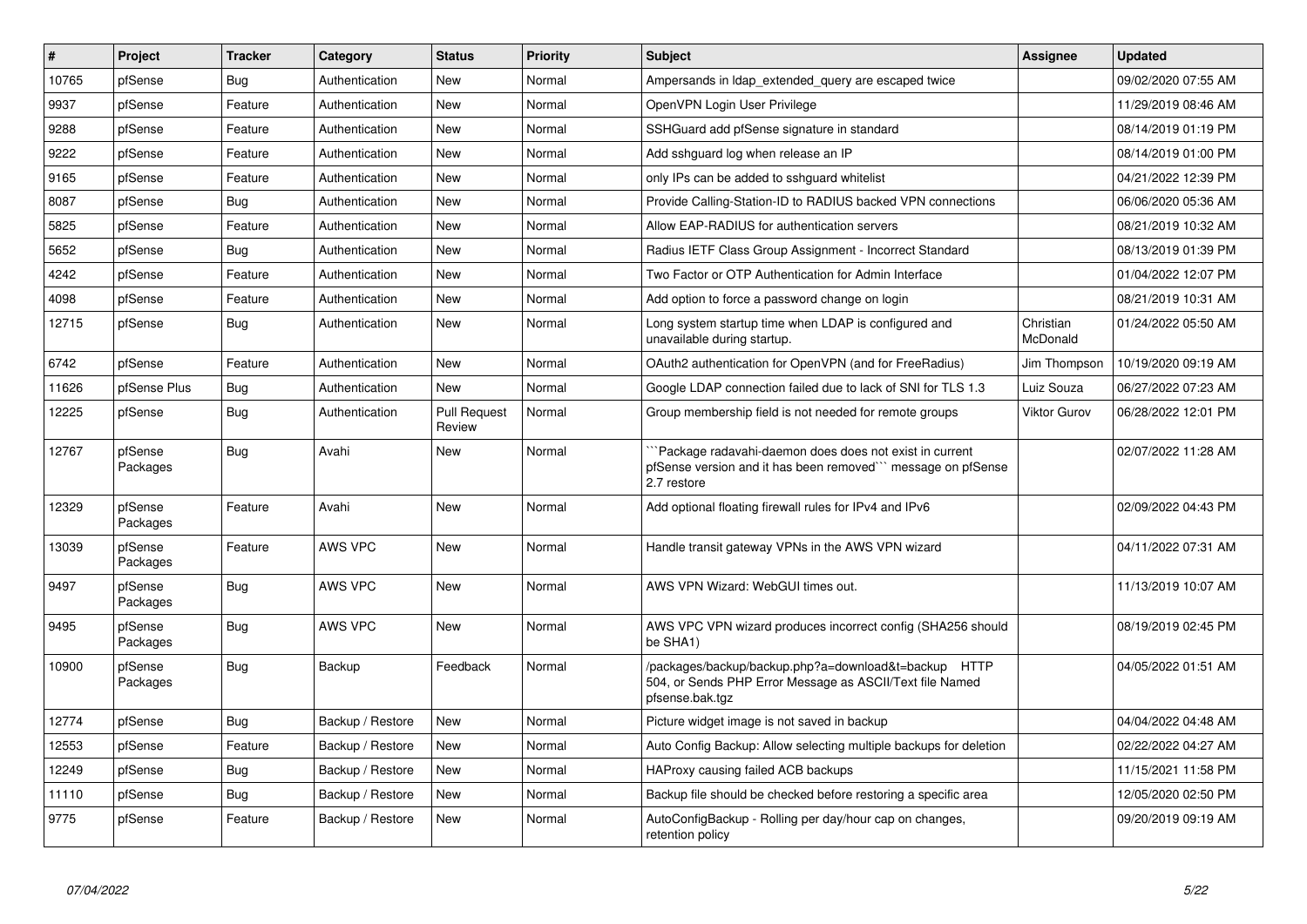| # | Project | Tracker | Category | Status | Priority | Subject | Assignee | Updated |
|---|---|---|---|---|---|---|---|---|
| 10765 | pfSense | Bug | Authentication | New | Normal | Ampersands in ldap_extended_query are escaped twice | | 09/02/2020 07:55 AM |
| 9937 | pfSense | Feature | Authentication | New | Normal | OpenVPN Login User Privilege | | 11/29/2019 08:46 AM |
| 9288 | pfSense | Feature | Authentication | New | Normal | SSHGuard add pfSense signature in standard | | 08/14/2019 01:19 PM |
| 9222 | pfSense | Feature | Authentication | New | Normal | Add sshguard log when release an IP | | 08/14/2019 01:00 PM |
| 9165 | pfSense | Feature | Authentication | New | Normal | only IPs can be added to sshguard whitelist | | 04/21/2022 12:39 PM |
| 8087 | pfSense | Bug | Authentication | New | Normal | Provide Calling-Station-ID to RADIUS backed VPN connections | | 06/06/2020 05:36 AM |
| 5825 | pfSense | Feature | Authentication | New | Normal | Allow EAP-RADIUS for authentication servers | | 08/21/2019 10:32 AM |
| 5652 | pfSense | Bug | Authentication | New | Normal | Radius IETF Class Group Assignment - Incorrect Standard | | 08/13/2019 01:39 PM |
| 4242 | pfSense | Feature | Authentication | New | Normal | Two Factor or OTP Authentication for Admin Interface | | 01/04/2022 12:07 PM |
| 4098 | pfSense | Feature | Authentication | New | Normal | Add option to force a password change on login | | 08/21/2019 10:31 AM |
| 12715 | pfSense | Bug | Authentication | New | Normal | Long system startup time when LDAP is configured and unavailable during startup. | Christian McDonald | 01/24/2022 05:50 AM |
| 6742 | pfSense | Feature | Authentication | New | Normal | OAuth2 authentication for OpenVPN (and for FreeRadius) | Jim Thompson | 10/19/2020 09:19 AM |
| 11626 | pfSense Plus | Bug | Authentication | New | Normal | Google LDAP connection failed due to lack of SNI for TLS 1.3 | Luiz Souza | 06/27/2022 07:23 AM |
| 12225 | pfSense | Bug | Authentication | Pull Request Review | Normal | Group membership field is not needed for remote groups | Viktor Gurov | 06/28/2022 12:01 PM |
| 12767 | pfSense Packages | Bug | Avahi | New | Normal | ```Package radavahi-daemon does does not exist in current pfSense version and it has been removed``` message on pfSense 2.7 restore | | 02/07/2022 11:28 AM |
| 12329 | pfSense Packages | Feature | Avahi | New | Normal | Add optional floating firewall rules for IPv4 and IPv6 | | 02/09/2022 04:43 PM |
| 13039 | pfSense Packages | Feature | AWS VPC | New | Normal | Handle transit gateway VPNs in the AWS VPN wizard | | 04/11/2022 07:31 AM |
| 9497 | pfSense Packages | Bug | AWS VPC | New | Normal | AWS VPN Wizard: WebGUI times out. | | 11/13/2019 10:07 AM |
| 9495 | pfSense Packages | Bug | AWS VPC | New | Normal | AWS VPC VPN wizard produces incorrect config (SHA256 should be SHA1) | | 08/19/2019 02:45 PM |
| 10900 | pfSense Packages | Bug | Backup | Feedback | Normal | /packages/backup/backup.php?a=download&t=backup HTTP 504, or Sends PHP Error Message as ASCII/Text file Named pfsense.bak.tgz | | 04/05/2022 01:51 AM |
| 12774 | pfSense | Bug | Backup / Restore | New | Normal | Picture widget image is not saved in backup | | 04/04/2022 04:48 AM |
| 12553 | pfSense | Feature | Backup / Restore | New | Normal | Auto Config Backup: Allow selecting multiple backups for deletion | | 02/22/2022 04:27 AM |
| 12249 | pfSense | Bug | Backup / Restore | New | Normal | HAProxy causing failed ACB backups | | 11/15/2021 11:58 PM |
| 11110 | pfSense | Bug | Backup / Restore | New | Normal | Backup file should be checked before restoring a specific area | | 12/05/2020 02:50 PM |
| 9775 | pfSense | Feature | Backup / Restore | New | Normal | AutoConfigBackup - Rolling per day/hour cap on changes, retention policy | | 09/20/2019 09:19 AM |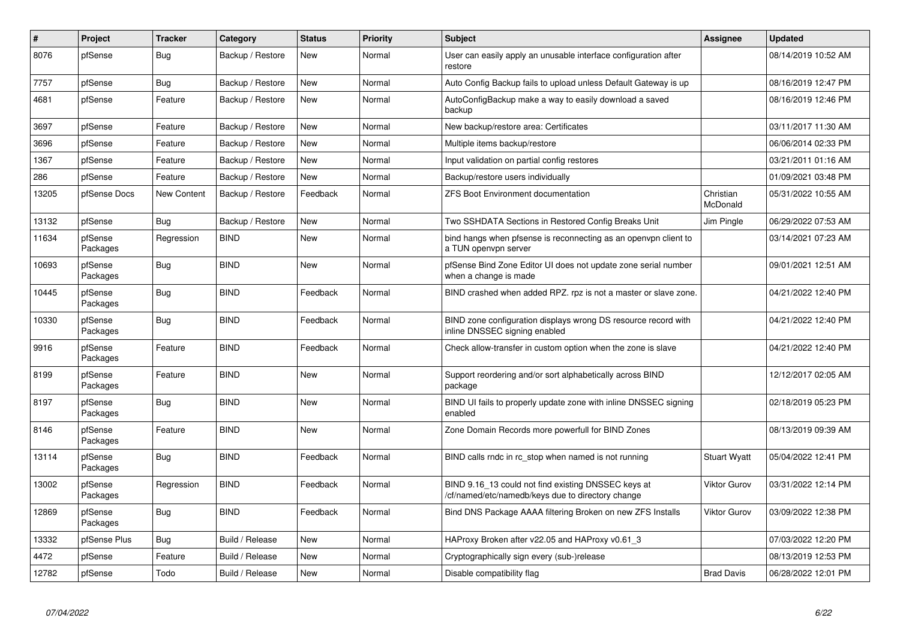| # | Project | Tracker | Category | Status | Priority | Subject | Assignee | Updated |
|---|---|---|---|---|---|---|---|---|
| 8076 | pfSense | Bug | Backup / Restore | New | Normal | User can easily apply an unusable interface configuration after restore | | 08/14/2019 10:52 AM |
| 7757 | pfSense | Bug | Backup / Restore | New | Normal | Auto Config Backup fails to upload unless Default Gateway is up | | 08/16/2019 12:47 PM |
| 4681 | pfSense | Feature | Backup / Restore | New | Normal | AutoConfigBackup make a way to easily download a saved backup | | 08/16/2019 12:46 PM |
| 3697 | pfSense | Feature | Backup / Restore | New | Normal | New backup/restore area: Certificates | | 03/11/2017 11:30 AM |
| 3696 | pfSense | Feature | Backup / Restore | New | Normal | Multiple items backup/restore | | 06/06/2014 02:33 PM |
| 1367 | pfSense | Feature | Backup / Restore | New | Normal | Input validation on partial config restores | | 03/21/2011 01:16 AM |
| 286 | pfSense | Feature | Backup / Restore | New | Normal | Backup/restore users individually | | 01/09/2021 03:48 PM |
| 13205 | pfSense Docs | New Content | Backup / Restore | Feedback | Normal | ZFS Boot Environment documentation | Christian McDonald | 05/31/2022 10:55 AM |
| 13132 | pfSense | Bug | Backup / Restore | New | Normal | Two SSHDATA Sections in Restored Config Breaks Unit | Jim Pingle | 06/29/2022 07:53 AM |
| 11634 | pfSense Packages | Regression | BIND | New | Normal | bind hangs when pfsense is reconnecting as an openvpn client to a TUN openvpn server | | 03/14/2021 07:23 AM |
| 10693 | pfSense Packages | Bug | BIND | New | Normal | pfSense Bind Zone Editor UI does not update zone serial number when a change is made | | 09/01/2021 12:51 AM |
| 10445 | pfSense Packages | Bug | BIND | Feedback | Normal | BIND crashed when added RPZ. rpz is not a master or slave zone. | | 04/21/2022 12:40 PM |
| 10330 | pfSense Packages | Bug | BIND | Feedback | Normal | BIND zone configuration displays wrong DS resource record with inline DNSSEC signing enabled | | 04/21/2022 12:40 PM |
| 9916 | pfSense Packages | Feature | BIND | Feedback | Normal | Check allow-transfer in custom option when the zone is slave | | 04/21/2022 12:40 PM |
| 8199 | pfSense Packages | Feature | BIND | New | Normal | Support reordering and/or sort alphabetically across BIND package | | 12/12/2017 02:05 AM |
| 8197 | pfSense Packages | Bug | BIND | New | Normal | BIND UI fails to properly update zone with inline DNSSEC signing enabled | | 02/18/2019 05:23 PM |
| 8146 | pfSense Packages | Feature | BIND | New | Normal | Zone Domain Records more powerfull for BIND Zones | | 08/13/2019 09:39 AM |
| 13114 | pfSense Packages | Bug | BIND | Feedback | Normal | BIND calls rndc in rc_stop when named is not running | Stuart Wyatt | 05/04/2022 12:41 PM |
| 13002 | pfSense Packages | Regression | BIND | Feedback | Normal | BIND 9.16_13 could not find existing DNSSEC keys at /cf/named/etc/namedb/keys due to directory change | Viktor Gurov | 03/31/2022 12:14 PM |
| 12869 | pfSense Packages | Bug | BIND | Feedback | Normal | Bind DNS Package AAAA filtering Broken on new ZFS Installs | Viktor Gurov | 03/09/2022 12:38 PM |
| 13332 | pfSense Plus | Bug | Build / Release | New | Normal | HAProxy Broken after v22.05 and HAProxy v0.61_3 | | 07/03/2022 12:20 PM |
| 4472 | pfSense | Feature | Build / Release | New | Normal | Cryptographically sign every (sub-)release | | 08/13/2019 12:53 PM |
| 12782 | pfSense | Todo | Build / Release | New | Normal | Disable compatibility flag | Brad Davis | 06/28/2022 12:01 PM |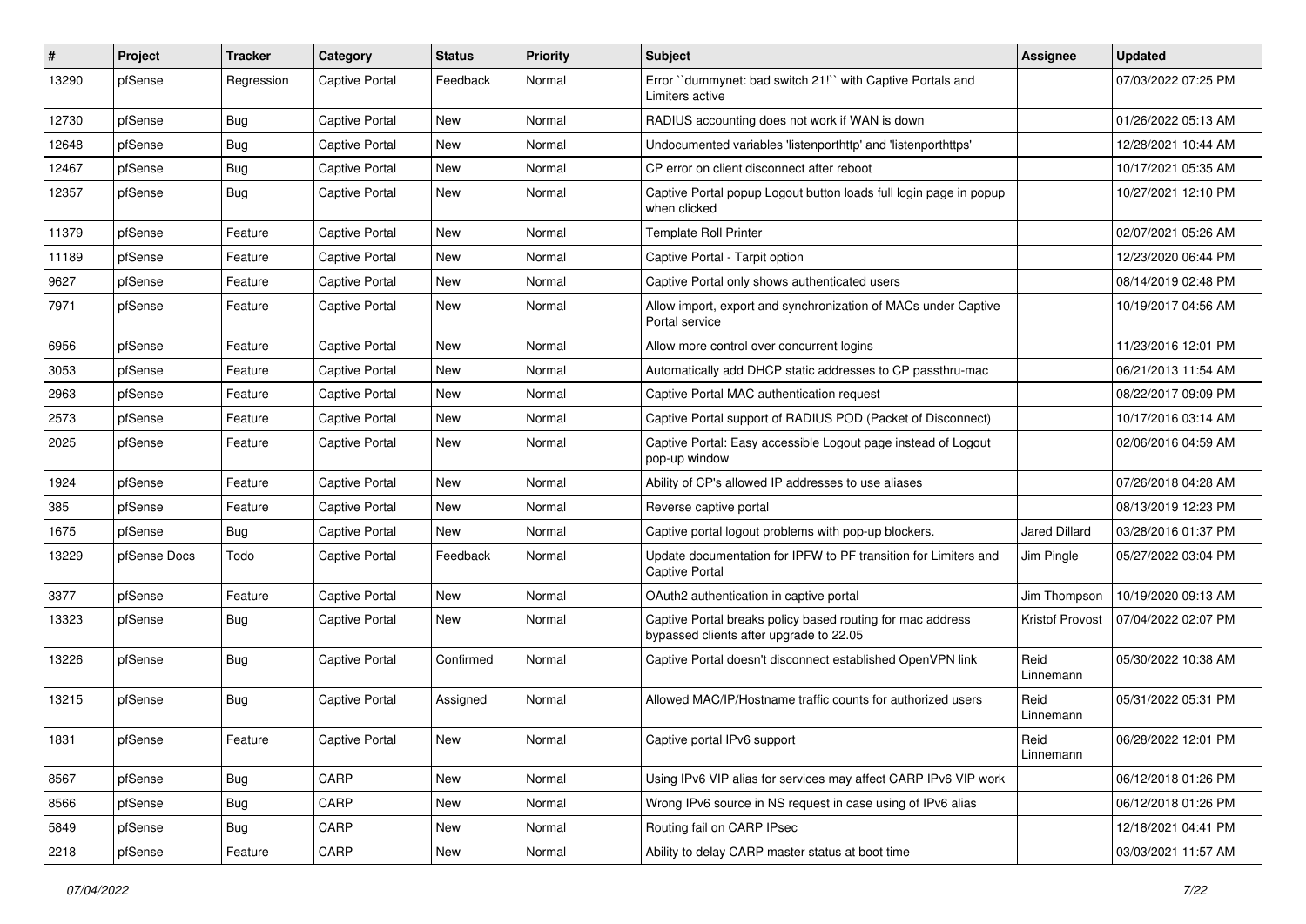| # | Project | Tracker | Category | Status | Priority | Subject | Assignee | Updated |
|---|---|---|---|---|---|---|---|---|
| 13290 | pfSense | Regression | Captive Portal | Feedback | Normal | Error ``dummynet: bad switch 21!`` with Captive Portals and Limiters active | | 07/03/2022 07:25 PM |
| 12730 | pfSense | Bug | Captive Portal | New | Normal | RADIUS accounting does not work if WAN is down | | 01/26/2022 05:13 AM |
| 12648 | pfSense | Bug | Captive Portal | New | Normal | Undocumented variables 'listenporthttp' and 'listenporthttps' | | 12/28/2021 10:44 AM |
| 12467 | pfSense | Bug | Captive Portal | New | Normal | CP error on client disconnect after reboot | | 10/17/2021 05:35 AM |
| 12357 | pfSense | Bug | Captive Portal | New | Normal | Captive Portal popup Logout button loads full login page in popup when clicked | | 10/27/2021 12:10 PM |
| 11379 | pfSense | Feature | Captive Portal | New | Normal | Template Roll Printer | | 02/07/2021 05:26 AM |
| 11189 | pfSense | Feature | Captive Portal | New | Normal | Captive Portal - Tarpit option | | 12/23/2020 06:44 PM |
| 9627 | pfSense | Feature | Captive Portal | New | Normal | Captive Portal only shows authenticated users | | 08/14/2019 02:48 PM |
| 7971 | pfSense | Feature | Captive Portal | New | Normal | Allow import, export and synchronization of MACs under Captive Portal service | | 10/19/2017 04:56 AM |
| 6956 | pfSense | Feature | Captive Portal | New | Normal | Allow more control over concurrent logins | | 11/23/2016 12:01 PM |
| 3053 | pfSense | Feature | Captive Portal | New | Normal | Automatically add DHCP static addresses to CP passthru-mac | | 06/21/2013 11:54 AM |
| 2963 | pfSense | Feature | Captive Portal | New | Normal | Captive Portal MAC authentication request | | 08/22/2017 09:09 PM |
| 2573 | pfSense | Feature | Captive Portal | New | Normal | Captive Portal support of RADIUS POD (Packet of Disconnect) | | 10/17/2016 03:14 AM |
| 2025 | pfSense | Feature | Captive Portal | New | Normal | Captive Portal: Easy accessible Logout page instead of Logout pop-up window | | 02/06/2016 04:59 AM |
| 1924 | pfSense | Feature | Captive Portal | New | Normal | Ability of CP's allowed IP addresses to use aliases | | 07/26/2018 04:28 AM |
| 385 | pfSense | Feature | Captive Portal | New | Normal | Reverse captive portal | | 08/13/2019 12:23 PM |
| 1675 | pfSense | Bug | Captive Portal | New | Normal | Captive portal logout problems with pop-up blockers. | Jared Dillard | 03/28/2016 01:37 PM |
| 13229 | pfSense Docs | Todo | Captive Portal | Feedback | Normal | Update documentation for IPFW to PF transition for Limiters and Captive Portal | Jim Pingle | 05/27/2022 03:04 PM |
| 3377 | pfSense | Feature | Captive Portal | New | Normal | OAuth2 authentication in captive portal | Jim Thompson | 10/19/2020 09:13 AM |
| 13323 | pfSense | Bug | Captive Portal | New | Normal | Captive Portal breaks policy based routing for mac address bypassed clients after upgrade to 22.05 | Kristof Provost | 07/04/2022 02:07 PM |
| 13226 | pfSense | Bug | Captive Portal | Confirmed | Normal | Captive Portal doesn't disconnect established OpenVPN link | Reid Linnemann | 05/30/2022 10:38 AM |
| 13215 | pfSense | Bug | Captive Portal | Assigned | Normal | Allowed MAC/IP/Hostname traffic counts for authorized users | Reid Linnemann | 05/31/2022 05:31 PM |
| 1831 | pfSense | Feature | Captive Portal | New | Normal | Captive portal IPv6 support | Reid Linnemann | 06/28/2022 12:01 PM |
| 8567 | pfSense | Bug | CARP | New | Normal | Using IPv6 VIP alias for services may affect CARP IPv6 VIP work | | 06/12/2018 01:26 PM |
| 8566 | pfSense | Bug | CARP | New | Normal | Wrong IPv6 source in NS request in case using of IPv6 alias | | 06/12/2018 01:26 PM |
| 5849 | pfSense | Bug | CARP | New | Normal | Routing fail on CARP IPsec | | 12/18/2021 04:41 PM |
| 2218 | pfSense | Feature | CARP | New | Normal | Ability to delay CARP master status at boot time | | 03/03/2021 11:57 AM |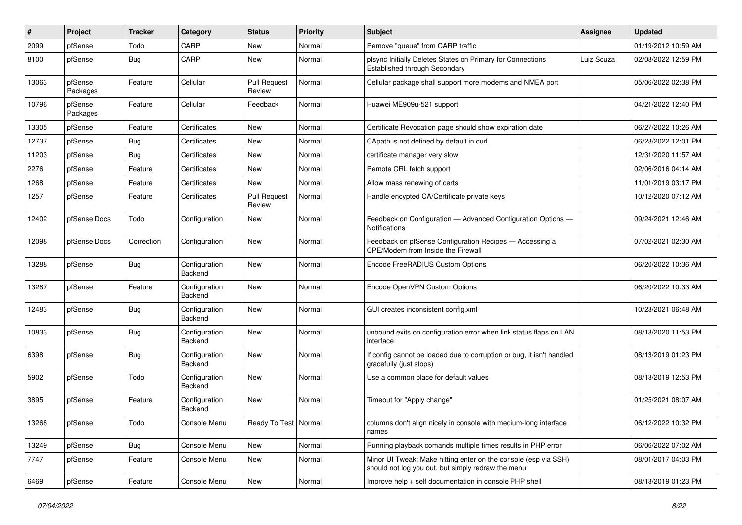| # | Project | Tracker | Category | Status | Priority | Subject | Assignee | Updated |
|---|---|---|---|---|---|---|---|---|
| 2099 | pfSense | Todo | CARP | New | Normal | Remove "queue" from CARP traffic | | 01/19/2012 10:59 AM |
| 8100 | pfSense | Bug | CARP | New | Normal | pfsync Initially Deletes States on Primary for Connections Established through Secondary | Luiz Souza | 02/08/2022 12:59 PM |
| 13063 | pfSense Packages | Feature | Cellular | Pull Request Review | Normal | Cellular package shall support more modems and NMEA port | | 05/06/2022 02:38 PM |
| 10796 | pfSense Packages | Feature | Cellular | Feedback | Normal | Huawei ME909u-521 support | | 04/21/2022 12:40 PM |
| 13305 | pfSense | Feature | Certificates | New | Normal | Certificate Revocation page should show expiration date | | 06/27/2022 10:26 AM |
| 12737 | pfSense | Bug | Certificates | New | Normal | CApath is not defined by default in curl | | 06/28/2022 12:01 PM |
| 11203 | pfSense | Bug | Certificates | New | Normal | certificate manager very slow | | 12/31/2020 11:57 AM |
| 2276 | pfSense | Feature | Certificates | New | Normal | Remote CRL fetch support | | 02/06/2016 04:14 AM |
| 1268 | pfSense | Feature | Certificates | New | Normal | Allow mass renewing of certs | | 11/01/2019 03:17 PM |
| 1257 | pfSense | Feature | Certificates | Pull Request Review | Normal | Handle encypted CA/Certificate private keys | | 10/12/2020 07:12 AM |
| 12402 | pfSense Docs | Todo | Configuration | New | Normal | Feedback on Configuration — Advanced Configuration Options — Notifications | | 09/24/2021 12:46 AM |
| 12098 | pfSense Docs | Correction | Configuration | New | Normal | Feedback on pfSense Configuration Recipes — Accessing a CPE/Modem from Inside the Firewall | | 07/02/2021 02:30 AM |
| 13288 | pfSense | Bug | Configuration Backend | New | Normal | Encode FreeRADIUS Custom Options | | 06/20/2022 10:36 AM |
| 13287 | pfSense | Feature | Configuration Backend | New | Normal | Encode OpenVPN Custom Options | | 06/20/2022 10:33 AM |
| 12483 | pfSense | Bug | Configuration Backend | New | Normal | GUI creates inconsistent config.xml | | 10/23/2021 06:48 AM |
| 10833 | pfSense | Bug | Configuration Backend | New | Normal | unbound exits on configuration error when link status flaps on LAN interface | | 08/13/2020 11:53 PM |
| 6398 | pfSense | Bug | Configuration Backend | New | Normal | If config cannot be loaded due to corruption or bug, it isn't handled gracefully (just stops) | | 08/13/2019 01:23 PM |
| 5902 | pfSense | Todo | Configuration Backend | New | Normal | Use a common place for default values | | 08/13/2019 12:53 PM |
| 3895 | pfSense | Feature | Configuration Backend | New | Normal | Timeout for "Apply change" | | 01/25/2021 08:07 AM |
| 13268 | pfSense | Todo | Console Menu | Ready To Test | Normal | columns don't align nicely in console with medium-long interface names | | 06/12/2022 10:32 PM |
| 13249 | pfSense | Bug | Console Menu | New | Normal | Running playback comands multiple times results in PHP error | | 06/06/2022 07:02 AM |
| 7747 | pfSense | Feature | Console Menu | New | Normal | Minor UI Tweak: Make hitting enter on the console (esp via SSH) should not log you out, but simply redraw the menu | | 08/01/2017 04:03 PM |
| 6469 | pfSense | Feature | Console Menu | New | Normal | Improve help + self documentation in console PHP shell | | 08/13/2019 01:23 PM |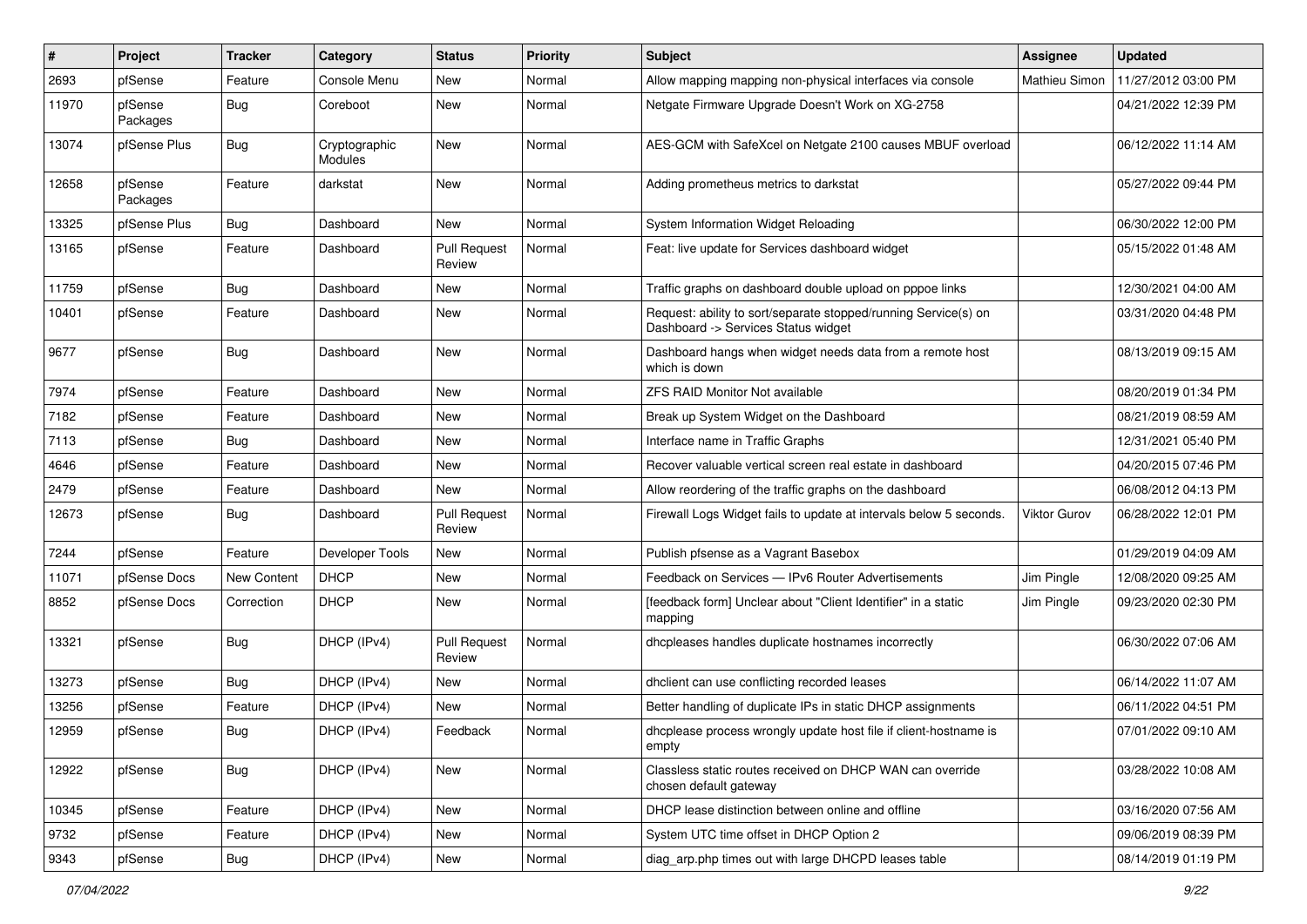| # | Project | Tracker | Category | Status | Priority | Subject | Assignee | Updated |
|---|---|---|---|---|---|---|---|---|
| 2693 | pfSense | Feature | Console Menu | New | Normal | Allow mapping mapping non-physical interfaces via console | Mathieu Simon | 11/27/2012 03:00 PM |
| 11970 | pfSense Packages | Bug | Coreboot | New | Normal | Netgate Firmware Upgrade Doesn't Work on XG-2758 | | 04/21/2022 12:39 PM |
| 13074 | pfSense Plus | Bug | Cryptographic Modules | New | Normal | AES-GCM with SafeXcel on Netgate 2100 causes MBUF overload | | 06/12/2022 11:14 AM |
| 12658 | pfSense Packages | Feature | darkstat | New | Normal | Adding prometheus metrics to darkstat | | 05/27/2022 09:44 PM |
| 13325 | pfSense Plus | Bug | Dashboard | New | Normal | System Information Widget Reloading | | 06/30/2022 12:00 PM |
| 13165 | pfSense | Feature | Dashboard | Pull Request Review | Normal | Feat: live update for Services dashboard widget | | 05/15/2022 01:48 AM |
| 11759 | pfSense | Bug | Dashboard | New | Normal | Traffic graphs on dashboard double upload on pppoe links | | 12/30/2021 04:00 AM |
| 10401 | pfSense | Feature | Dashboard | New | Normal | Request: ability to sort/separate stopped/running Service(s) on Dashboard -> Services Status widget | | 03/31/2020 04:48 PM |
| 9677 | pfSense | Bug | Dashboard | New | Normal | Dashboard hangs when widget needs data from a remote host which is down | | 08/13/2019 09:15 AM |
| 7974 | pfSense | Feature | Dashboard | New | Normal | ZFS RAID Monitor Not available | | 08/20/2019 01:34 PM |
| 7182 | pfSense | Feature | Dashboard | New | Normal | Break up System Widget on the Dashboard | | 08/21/2019 08:59 AM |
| 7113 | pfSense | Bug | Dashboard | New | Normal | Interface name in Traffic Graphs | | 12/31/2021 05:40 PM |
| 4646 | pfSense | Feature | Dashboard | New | Normal | Recover valuable vertical screen real estate in dashboard | | 04/20/2015 07:46 PM |
| 2479 | pfSense | Feature | Dashboard | New | Normal | Allow reordering of the traffic graphs on the dashboard | | 06/08/2012 04:13 PM |
| 12673 | pfSense | Bug | Dashboard | Pull Request Review | Normal | Firewall Logs Widget fails to update at intervals below 5 seconds. | Viktor Gurov | 06/28/2022 12:01 PM |
| 7244 | pfSense | Feature | Developer Tools | New | Normal | Publish pfsense as a Vagrant Basebox | | 01/29/2019 04:09 AM |
| 11071 | pfSense Docs | New Content | DHCP | New | Normal | Feedback on Services — IPv6 Router Advertisements | Jim Pingle | 12/08/2020 09:25 AM |
| 8852 | pfSense Docs | Correction | DHCP | New | Normal | [feedback form] Unclear about "Client Identifier" in a static mapping | Jim Pingle | 09/23/2020 02:30 PM |
| 13321 | pfSense | Bug | DHCP (IPv4) | Pull Request Review | Normal | dhcpleases handles duplicate hostnames incorrectly | | 06/30/2022 07:06 AM |
| 13273 | pfSense | Bug | DHCP (IPv4) | New | Normal | dhclient can use conflicting recorded leases | | 06/14/2022 11:07 AM |
| 13256 | pfSense | Feature | DHCP (IPv4) | New | Normal | Better handling of duplicate IPs in static DHCP assignments | | 06/11/2022 04:51 PM |
| 12959 | pfSense | Bug | DHCP (IPv4) | Feedback | Normal | dhcplease process wrongly update host file if client-hostname is empty | | 07/01/2022 09:10 AM |
| 12922 | pfSense | Bug | DHCP (IPv4) | New | Normal | Classless static routes received on DHCP WAN can override chosen default gateway | | 03/28/2022 10:08 AM |
| 10345 | pfSense | Feature | DHCP (IPv4) | New | Normal | DHCP lease distinction between online and offline | | 03/16/2020 07:56 AM |
| 9732 | pfSense | Feature | DHCP (IPv4) | New | Normal | System UTC time offset in DHCP Option 2 | | 09/06/2019 08:39 PM |
| 9343 | pfSense | Bug | DHCP (IPv4) | New | Normal | diag_arp.php times out with large DHCPD leases table | | 08/14/2019 01:19 PM |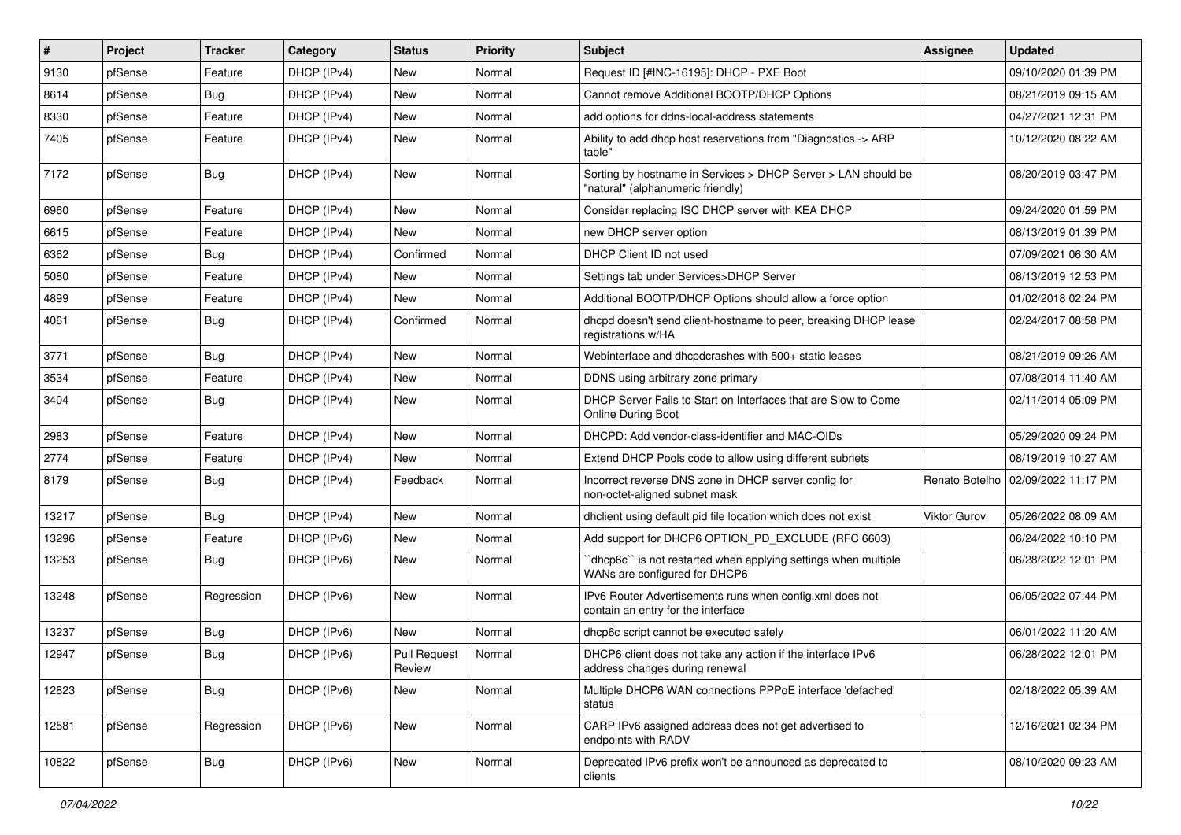| # | Project | Tracker | Category | Status | Priority | Subject | Assignee | Updated |
|---|---|---|---|---|---|---|---|---|
| 9130 | pfSense | Feature | DHCP (IPv4) | New | Normal | Request ID [#INC-16195]: DHCP - PXE Boot | | 09/10/2020 01:39 PM |
| 8614 | pfSense | Bug | DHCP (IPv4) | New | Normal | Cannot remove Additional BOOTP/DHCP Options | | 08/21/2019 09:15 AM |
| 8330 | pfSense | Feature | DHCP (IPv4) | New | Normal | add options for ddns-local-address statements | | 04/27/2021 12:31 PM |
| 7405 | pfSense | Feature | DHCP (IPv4) | New | Normal | Ability to add dhcp host reservations from "Diagnostics -> ARP table" | | 10/12/2020 08:22 AM |
| 7172 | pfSense | Bug | DHCP (IPv4) | New | Normal | Sorting by hostname in Services > DHCP Server > LAN should be "natural" (alphanumeric friendly) | | 08/20/2019 03:47 PM |
| 6960 | pfSense | Feature | DHCP (IPv4) | New | Normal | Consider replacing ISC DHCP server with KEA DHCP | | 09/24/2020 01:59 PM |
| 6615 | pfSense | Feature | DHCP (IPv4) | New | Normal | new DHCP server option | | 08/13/2019 01:39 PM |
| 6362 | pfSense | Bug | DHCP (IPv4) | Confirmed | Normal | DHCP Client ID not used | | 07/09/2021 06:30 AM |
| 5080 | pfSense | Feature | DHCP (IPv4) | New | Normal | Settings tab under Services>DHCP Server | | 08/13/2019 12:53 PM |
| 4899 | pfSense | Feature | DHCP (IPv4) | New | Normal | Additional BOOTP/DHCP Options should allow a force option | | 01/02/2018 02:24 PM |
| 4061 | pfSense | Bug | DHCP (IPv4) | Confirmed | Normal | dhcpd doesn't send client-hostname to peer, breaking DHCP lease registrations w/HA | | 02/24/2017 08:58 PM |
| 3771 | pfSense | Bug | DHCP (IPv4) | New | Normal | Webinterface and dhcpdcrashes with 500+ static leases | | 08/21/2019 09:26 AM |
| 3534 | pfSense | Feature | DHCP (IPv4) | New | Normal | DDNS using arbitrary zone primary | | 07/08/2014 11:40 AM |
| 3404 | pfSense | Bug | DHCP (IPv4) | New | Normal | DHCP Server Fails to Start on Interfaces that are Slow to Come Online During Boot | | 02/11/2014 05:09 PM |
| 2983 | pfSense | Feature | DHCP (IPv4) | New | Normal | DHCPD: Add vendor-class-identifier and MAC-OIDs | | 05/29/2020 09:24 PM |
| 2774 | pfSense | Feature | DHCP (IPv4) | New | Normal | Extend DHCP Pools code to allow using different subnets | | 08/19/2019 10:27 AM |
| 8179 | pfSense | Bug | DHCP (IPv4) | Feedback | Normal | Incorrect reverse DNS zone in DHCP server config for non-octet-aligned subnet mask | Renato Botelho | 02/09/2022 11:17 PM |
| 13217 | pfSense | Bug | DHCP (IPv4) | New | Normal | dhclient using default pid file location which does not exist | Viktor Gurov | 05/26/2022 08:09 AM |
| 13296 | pfSense | Feature | DHCP (IPv6) | New | Normal | Add support for DHCP6 OPTION_PD_EXCLUDE (RFC 6603) | | 06/24/2022 10:10 PM |
| 13253 | pfSense | Bug | DHCP (IPv6) | New | Normal | ``dhcp6c`` is not restarted when applying settings when multiple WANs are configured for DHCP6 | | 06/28/2022 12:01 PM |
| 13248 | pfSense | Regression | DHCP (IPv6) | New | Normal | IPv6 Router Advertisements runs when config.xml does not contain an entry for the interface | | 06/05/2022 07:44 PM |
| 13237 | pfSense | Bug | DHCP (IPv6) | New | Normal | dhcp6c script cannot be executed safely | | 06/01/2022 11:20 AM |
| 12947 | pfSense | Bug | DHCP (IPv6) | Pull Request Review | Normal | DHCP6 client does not take any action if the interface IPv6 address changes during renewal | | 06/28/2022 12:01 PM |
| 12823 | pfSense | Bug | DHCP (IPv6) | New | Normal | Multiple DHCP6 WAN connections PPPoE interface 'defached' status | | 02/18/2022 05:39 AM |
| 12581 | pfSense | Regression | DHCP (IPv6) | New | Normal | CARP IPv6 assigned address does not get advertised to endpoints with RADV | | 12/16/2021 02:34 PM |
| 10822 | pfSense | Bug | DHCP (IPv6) | New | Normal | Deprecated IPv6 prefix won't be announced as deprecated to clients | | 08/10/2020 09:23 AM |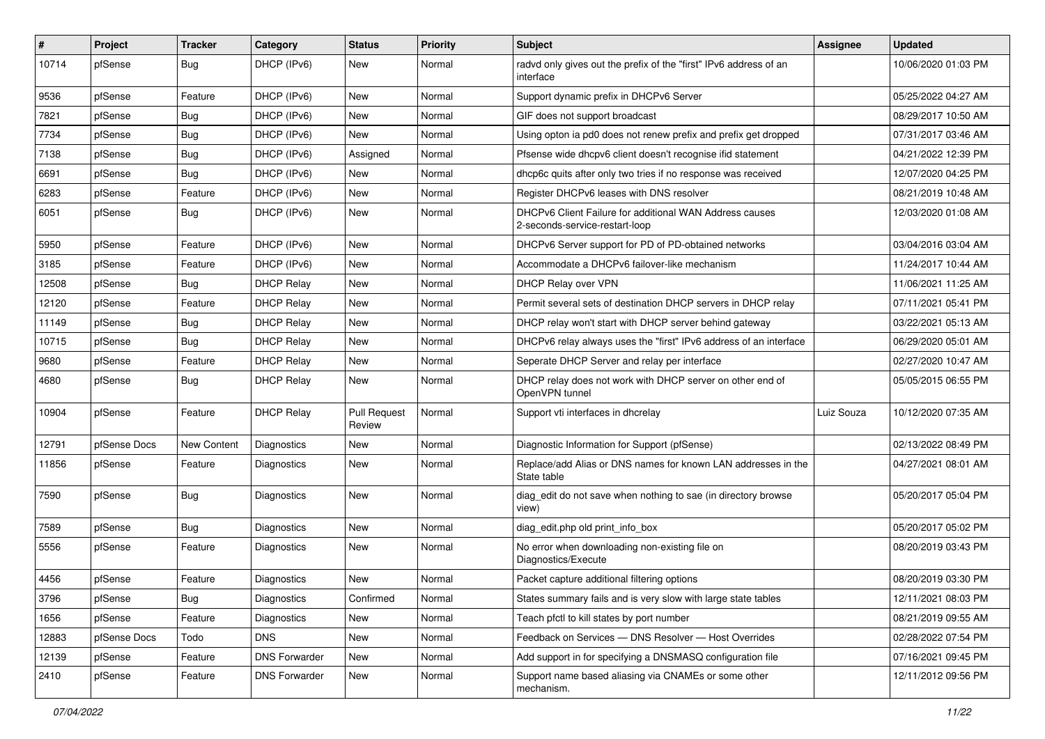| # | Project | Tracker | Category | Status | Priority | Subject | Assignee | Updated |
|---|---|---|---|---|---|---|---|---|
| 10714 | pfSense | Bug | DHCP (IPv6) | New | Normal | radvd only gives out the prefix of the "first" IPv6 address of an interface | | 10/06/2020 01:03 PM |
| 9536 | pfSense | Feature | DHCP (IPv6) | New | Normal | Support dynamic prefix in DHCPv6 Server | | 05/25/2022 04:27 AM |
| 7821 | pfSense | Bug | DHCP (IPv6) | New | Normal | GIF does not support broadcast | | 08/29/2017 10:50 AM |
| 7734 | pfSense | Bug | DHCP (IPv6) | New | Normal | Using opton ia pd0 does not renew prefix and prefix get dropped | | 07/31/2017 03:46 AM |
| 7138 | pfSense | Bug | DHCP (IPv6) | Assigned | Normal | Pfsense wide dhcpv6 client doesn't recognise ifid statement | | 04/21/2022 12:39 PM |
| 6691 | pfSense | Bug | DHCP (IPv6) | New | Normal | dhcp6c quits after only two tries if no response was received | | 12/07/2020 04:25 PM |
| 6283 | pfSense | Feature | DHCP (IPv6) | New | Normal | Register DHCPv6 leases with DNS resolver | | 08/21/2019 10:48 AM |
| 6051 | pfSense | Bug | DHCP (IPv6) | New | Normal | DHCPv6 Client Failure for additional WAN Address causes 2-seconds-service-restart-loop | | 12/03/2020 01:08 AM |
| 5950 | pfSense | Feature | DHCP (IPv6) | New | Normal | DHCPv6 Server support for PD of PD-obtained networks | | 03/04/2016 03:04 AM |
| 3185 | pfSense | Feature | DHCP (IPv6) | New | Normal | Accommodate a DHCPv6 failover-like mechanism | | 11/24/2017 10:44 AM |
| 12508 | pfSense | Bug | DHCP Relay | New | Normal | DHCP Relay over VPN | | 11/06/2021 11:25 AM |
| 12120 | pfSense | Feature | DHCP Relay | New | Normal | Permit several sets of destination DHCP servers in DHCP relay | | 07/11/2021 05:41 PM |
| 11149 | pfSense | Bug | DHCP Relay | New | Normal | DHCP relay won't start with DHCP server behind gateway | | 03/22/2021 05:13 AM |
| 10715 | pfSense | Bug | DHCP Relay | New | Normal | DHCPv6 relay always uses the "first" IPv6 address of an interface | | 06/29/2020 05:01 AM |
| 9680 | pfSense | Feature | DHCP Relay | New | Normal | Seperate DHCP Server and relay per interface | | 02/27/2020 10:47 AM |
| 4680 | pfSense | Bug | DHCP Relay | New | Normal | DHCP relay does not work with DHCP server on other end of OpenVPN tunnel | | 05/05/2015 06:55 PM |
| 10904 | pfSense | Feature | DHCP Relay | Pull Request Review | Normal | Support vti interfaces in dhcrelay | Luiz Souza | 10/12/2020 07:35 AM |
| 12791 | pfSense Docs | New Content | Diagnostics | New | Normal | Diagnostic Information for Support (pfSense) | | 02/13/2022 08:49 PM |
| 11856 | pfSense | Feature | Diagnostics | New | Normal | Replace/add Alias or DNS names for known LAN addresses in the State table | | 04/27/2021 08:01 AM |
| 7590 | pfSense | Bug | Diagnostics | New | Normal | diag_edit do not save when nothing to sae (in directory browse view) | | 05/20/2017 05:04 PM |
| 7589 | pfSense | Bug | Diagnostics | New | Normal | diag_edit.php old print_info_box | | 05/20/2017 05:02 PM |
| 5556 | pfSense | Feature | Diagnostics | New | Normal | No error when downloading non-existing file on Diagnostics/Execute | | 08/20/2019 03:43 PM |
| 4456 | pfSense | Feature | Diagnostics | New | Normal | Packet capture additional filtering options | | 08/20/2019 03:30 PM |
| 3796 | pfSense | Bug | Diagnostics | Confirmed | Normal | States summary fails and is very slow with large state tables | | 12/11/2021 08:03 PM |
| 1656 | pfSense | Feature | Diagnostics | New | Normal | Teach pfctl to kill states by port number | | 08/21/2019 09:55 AM |
| 12883 | pfSense Docs | Todo | DNS | New | Normal | Feedback on Services — DNS Resolver — Host Overrides | | 02/28/2022 07:54 PM |
| 12139 | pfSense | Feature | DNS Forwarder | New | Normal | Add support in for specifying a DNSMASQ configuration file | | 07/16/2021 09:45 PM |
| 2410 | pfSense | Feature | DNS Forwarder | New | Normal | Support name based aliasing via CNAMEs or some other mechanism. | | 12/11/2012 09:56 PM |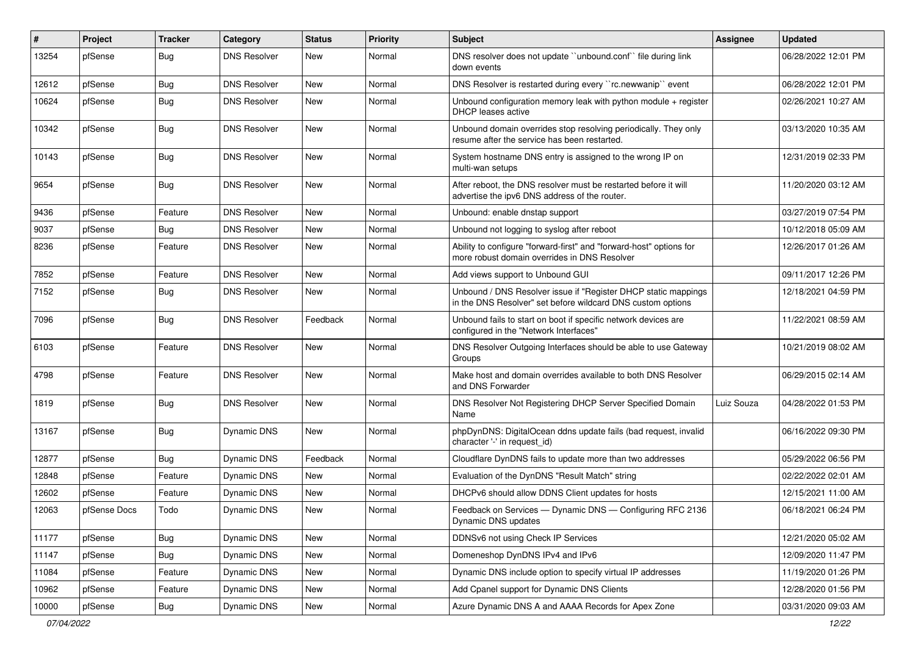| # | Project | Tracker | Category | Status | Priority | Subject | Assignee | Updated |
|---|---|---|---|---|---|---|---|---|
| 13254 | pfSense | Bug | DNS Resolver | New | Normal | DNS resolver does not update ``unbound.conf`` file during link down events | | 06/28/2022 12:01 PM |
| 12612 | pfSense | Bug | DNS Resolver | New | Normal | DNS Resolver is restarted during every ``rc.newwanip`` event | | 06/28/2022 12:01 PM |
| 10624 | pfSense | Bug | DNS Resolver | New | Normal | Unbound configuration memory leak with python module + register DHCP leases active | | 02/26/2021 10:27 AM |
| 10342 | pfSense | Bug | DNS Resolver | New | Normal | Unbound domain overrides stop resolving periodically. They only resume after the service has been restarted. | | 03/13/2020 10:35 AM |
| 10143 | pfSense | Bug | DNS Resolver | New | Normal | System hostname DNS entry is assigned to the wrong IP on multi-wan setups | | 12/31/2019 02:33 PM |
| 9654 | pfSense | Bug | DNS Resolver | New | Normal | After reboot, the DNS resolver must be restarted before it will advertise the ipv6 DNS address of the router. | | 11/20/2020 03:12 AM |
| 9436 | pfSense | Feature | DNS Resolver | New | Normal | Unbound: enable dnstap support | | 03/27/2019 07:54 PM |
| 9037 | pfSense | Bug | DNS Resolver | New | Normal | Unbound not logging to syslog after reboot | | 10/12/2018 05:09 AM |
| 8236 | pfSense | Feature | DNS Resolver | New | Normal | Ability to configure "forward-first" and "forward-host" options for more robust domain overrides in DNS Resolver | | 12/26/2017 01:26 AM |
| 7852 | pfSense | Feature | DNS Resolver | New | Normal | Add views support to Unbound GUI | | 09/11/2017 12:26 PM |
| 7152 | pfSense | Bug | DNS Resolver | New | Normal | Unbound / DNS Resolver issue if "Register DHCP static mappings in the DNS Resolver" set before wildcard DNS custom options | | 12/18/2021 04:59 PM |
| 7096 | pfSense | Bug | DNS Resolver | Feedback | Normal | Unbound fails to start on boot if specific network devices are configured in the "Network Interfaces" | | 11/22/2021 08:59 AM |
| 6103 | pfSense | Feature | DNS Resolver | New | Normal | DNS Resolver Outgoing Interfaces should be able to use Gateway Groups | | 10/21/2019 08:02 AM |
| 4798 | pfSense | Feature | DNS Resolver | New | Normal | Make host and domain overrides available to both DNS Resolver and DNS Forwarder | | 06/29/2015 02:14 AM |
| 1819 | pfSense | Bug | DNS Resolver | New | Normal | DNS Resolver Not Registering DHCP Server Specified Domain Name | Luiz Souza | 04/28/2022 01:53 PM |
| 13167 | pfSense | Bug | Dynamic DNS | New | Normal | phpDynDNS: DigitalOcean ddns update fails (bad request, invalid character '-' in request_id) | | 06/16/2022 09:30 PM |
| 12877 | pfSense | Bug | Dynamic DNS | Feedback | Normal | Cloudflare DynDNS fails to update more than two addresses | | 05/29/2022 06:56 PM |
| 12848 | pfSense | Feature | Dynamic DNS | New | Normal | Evaluation of the DynDNS "Result Match" string | | 02/22/2022 02:01 AM |
| 12602 | pfSense | Feature | Dynamic DNS | New | Normal | DHCPv6 should allow DDNS Client updates for hosts | | 12/15/2021 11:00 AM |
| 12063 | pfSense Docs | Todo | Dynamic DNS | New | Normal | Feedback on Services — Dynamic DNS — Configuring RFC 2136 Dynamic DNS updates | | 06/18/2021 06:24 PM |
| 11177 | pfSense | Bug | Dynamic DNS | New | Normal | DDNSv6 not using Check IP Services | | 12/21/2020 05:02 AM |
| 11147 | pfSense | Bug | Dynamic DNS | New | Normal | Domeneshop DynDNS IPv4 and IPv6 | | 12/09/2020 11:47 PM |
| 11084 | pfSense | Feature | Dynamic DNS | New | Normal | Dynamic DNS include option to specify virtual IP addresses | | 11/19/2020 01:26 PM |
| 10962 | pfSense | Feature | Dynamic DNS | New | Normal | Add Cpanel support for Dynamic DNS Clients | | 12/28/2020 01:56 PM |
| 10000 | pfSense | Bug | Dynamic DNS | New | Normal | Azure Dynamic DNS A and AAAA Records for Apex Zone | | 03/31/2020 09:03 AM |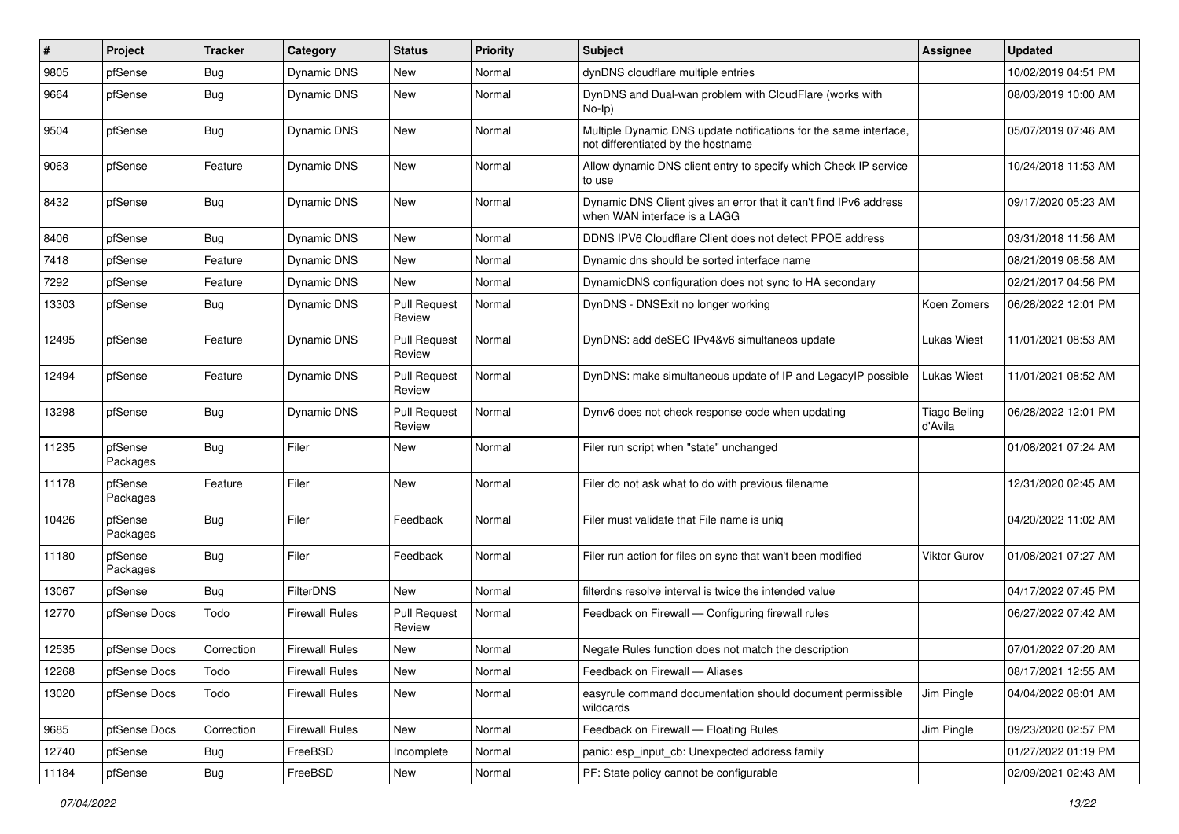| # | Project | Tracker | Category | Status | Priority | Subject | Assignee | Updated |
|---|---|---|---|---|---|---|---|---|
| 9805 | pfSense | Bug | Dynamic DNS | New | Normal | dynDNS cloudflare multiple entries | | 10/02/2019 04:51 PM |
| 9664 | pfSense | Bug | Dynamic DNS | New | Normal | DynDNS and Dual-wan problem with CloudFlare (works with No-Ip) | | 08/03/2019 10:00 AM |
| 9504 | pfSense | Bug | Dynamic DNS | New | Normal | Multiple Dynamic DNS update notifications for the same interface, not differentiated by the hostname | | 05/07/2019 07:46 AM |
| 9063 | pfSense | Feature | Dynamic DNS | New | Normal | Allow dynamic DNS client entry to specify which Check IP service to use | | 10/24/2018 11:53 AM |
| 8432 | pfSense | Bug | Dynamic DNS | New | Normal | Dynamic DNS Client gives an error that it can't find IPv6 address when WAN interface is a LAGG | | 09/17/2020 05:23 AM |
| 8406 | pfSense | Bug | Dynamic DNS | New | Normal | DDNS IPV6 Cloudflare Client does not detect PPOE address | | 03/31/2018 11:56 AM |
| 7418 | pfSense | Feature | Dynamic DNS | New | Normal | Dynamic dns should be sorted interface name | | 08/21/2019 08:58 AM |
| 7292 | pfSense | Feature | Dynamic DNS | New | Normal | DynamicDNS configuration does not sync to HA secondary | | 02/21/2017 04:56 PM |
| 13303 | pfSense | Bug | Dynamic DNS | Pull Request Review | Normal | DynDNS - DNSExit no longer working | Koen Zomers | 06/28/2022 12:01 PM |
| 12495 | pfSense | Feature | Dynamic DNS | Pull Request Review | Normal | DynDNS: add deSEC IPv4&v6 simultaneos update | Lukas Wiest | 11/01/2021 08:53 AM |
| 12494 | pfSense | Feature | Dynamic DNS | Pull Request Review | Normal | DynDNS: make simultaneous update of IP and LegacyIP possible | Lukas Wiest | 11/01/2021 08:52 AM |
| 13298 | pfSense | Bug | Dynamic DNS | Pull Request Review | Normal | Dynv6 does not check response code when updating | Tiago Beling d'Avila | 06/28/2022 12:01 PM |
| 11235 | pfSense Packages | Bug | Filer | New | Normal | Filer run script when "state" unchanged | | 01/08/2021 07:24 AM |
| 11178 | pfSense Packages | Feature | Filer | New | Normal | Filer do not ask what to do with previous filename | | 12/31/2020 02:45 AM |
| 10426 | pfSense Packages | Bug | Filer | Feedback | Normal | Filer must validate that File name is uniq | | 04/20/2022 11:02 AM |
| 11180 | pfSense Packages | Bug | Filer | Feedback | Normal | Filer run action for files on sync that wan't been modified | Viktor Gurov | 01/08/2021 07:27 AM |
| 13067 | pfSense | Bug | FilterDNS | New | Normal | filterdns resolve interval is twice the intended value | | 04/17/2022 07:45 PM |
| 12770 | pfSense Docs | Todo | Firewall Rules | Pull Request Review | Normal | Feedback on Firewall — Configuring firewall rules | | 06/27/2022 07:42 AM |
| 12535 | pfSense Docs | Correction | Firewall Rules | New | Normal | Negate Rules function does not match the description | | 07/01/2022 07:20 AM |
| 12268 | pfSense Docs | Todo | Firewall Rules | New | Normal | Feedback on Firewall — Aliases | | 08/17/2021 12:55 AM |
| 13020 | pfSense Docs | Todo | Firewall Rules | New | Normal | easyrule command documentation should document permissible wildcards | Jim Pingle | 04/04/2022 08:01 AM |
| 9685 | pfSense Docs | Correction | Firewall Rules | New | Normal | Feedback on Firewall — Floating Rules | Jim Pingle | 09/23/2020 02:57 PM |
| 12740 | pfSense | Bug | FreeBSD | Incomplete | Normal | panic: esp_input_cb: Unexpected address family | | 01/27/2022 01:19 PM |
| 11184 | pfSense | Bug | FreeBSD | New | Normal | PF: State policy cannot be configurable | | 02/09/2021 02:43 AM |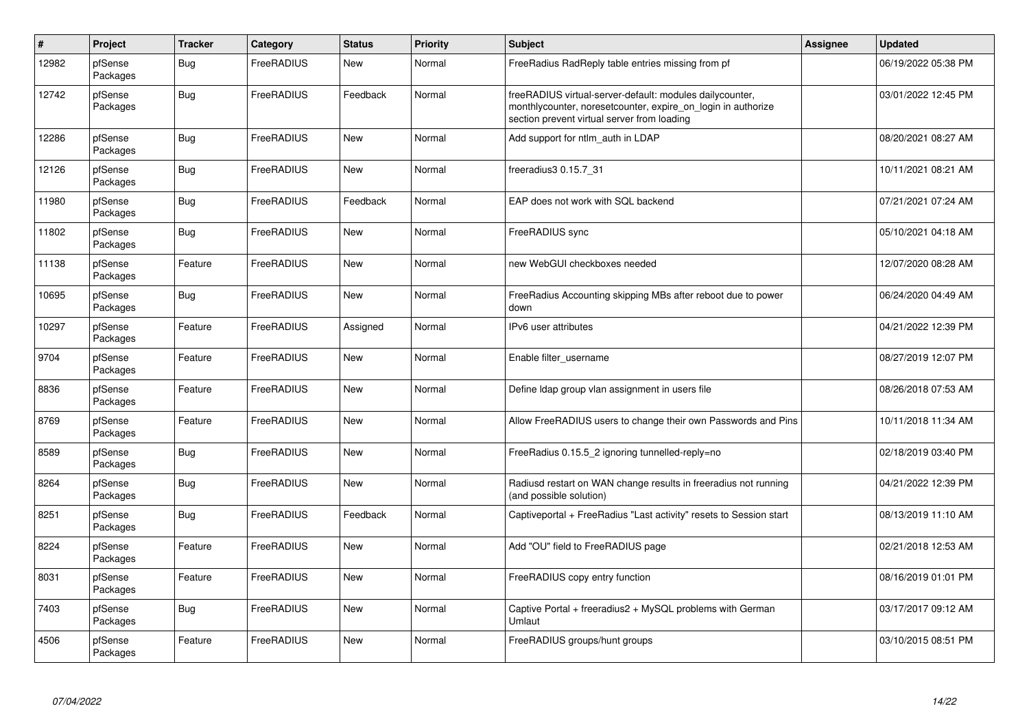| # | Project | Tracker | Category | Status | Priority | Subject | Assignee | Updated |
|---|---|---|---|---|---|---|---|---|
| 12982 | pfSense Packages | Bug | FreeRADIUS | New | Normal | FreeRadius RadReply table entries missing from pf | | 06/19/2022 05:38 PM |
| 12742 | pfSense Packages | Bug | FreeRADIUS | Feedback | Normal | freeRADIUS virtual-server-default: modules dailycounter, monthlycounter, noresetcounter, expire_on_login in authorize section prevent virtual server from loading | | 03/01/2022 12:45 PM |
| 12286 | pfSense Packages | Bug | FreeRADIUS | New | Normal | Add support for ntlm_auth in LDAP | | 08/20/2021 08:27 AM |
| 12126 | pfSense Packages | Bug | FreeRADIUS | New | Normal | freeradius3 0.15.7_31 | | 10/11/2021 08:21 AM |
| 11980 | pfSense Packages | Bug | FreeRADIUS | Feedback | Normal | EAP does not work with SQL backend | | 07/21/2021 07:24 AM |
| 11802 | pfSense Packages | Bug | FreeRADIUS | New | Normal | FreeRADIUS sync | | 05/10/2021 04:18 AM |
| 11138 | pfSense Packages | Feature | FreeRADIUS | New | Normal | new WebGUI checkboxes needed | | 12/07/2020 08:28 AM |
| 10695 | pfSense Packages | Bug | FreeRADIUS | New | Normal | FreeRadius Accounting skipping MBs after reboot due to power down | | 06/24/2020 04:49 AM |
| 10297 | pfSense Packages | Feature | FreeRADIUS | Assigned | Normal | IPv6 user attributes | | 04/21/2022 12:39 PM |
| 9704 | pfSense Packages | Feature | FreeRADIUS | New | Normal | Enable filter_username | | 08/27/2019 12:07 PM |
| 8836 | pfSense Packages | Feature | FreeRADIUS | New | Normal | Define ldap group vlan assignment in users file | | 08/26/2018 07:53 AM |
| 8769 | pfSense Packages | Feature | FreeRADIUS | New | Normal | Allow FreeRADIUS users to change their own Passwords and Pins | | 10/11/2018 11:34 AM |
| 8589 | pfSense Packages | Bug | FreeRADIUS | New | Normal | FreeRadius 0.15.5_2 ignoring tunnelled-reply=no | | 02/18/2019 03:40 PM |
| 8264 | pfSense Packages | Bug | FreeRADIUS | New | Normal | Radiusd restart on WAN change results in freeradius not running (and possible solution) | | 04/21/2022 12:39 PM |
| 8251 | pfSense Packages | Bug | FreeRADIUS | Feedback | Normal | Captiveportal + FreeRadius "Last activity" resets to Session start | | 08/13/2019 11:10 AM |
| 8224 | pfSense Packages | Feature | FreeRADIUS | New | Normal | Add "OU" field to FreeRADIUS page | | 02/21/2018 12:53 AM |
| 8031 | pfSense Packages | Feature | FreeRADIUS | New | Normal | FreeRADIUS copy entry function | | 08/16/2019 01:01 PM |
| 7403 | pfSense Packages | Bug | FreeRADIUS | New | Normal | Captive Portal + freeradius2 + MySQL problems with German Umlaut | | 03/17/2017 09:12 AM |
| 4506 | pfSense Packages | Feature | FreeRADIUS | New | Normal | FreeRADIUS groups/hunt groups | | 03/10/2015 08:51 PM |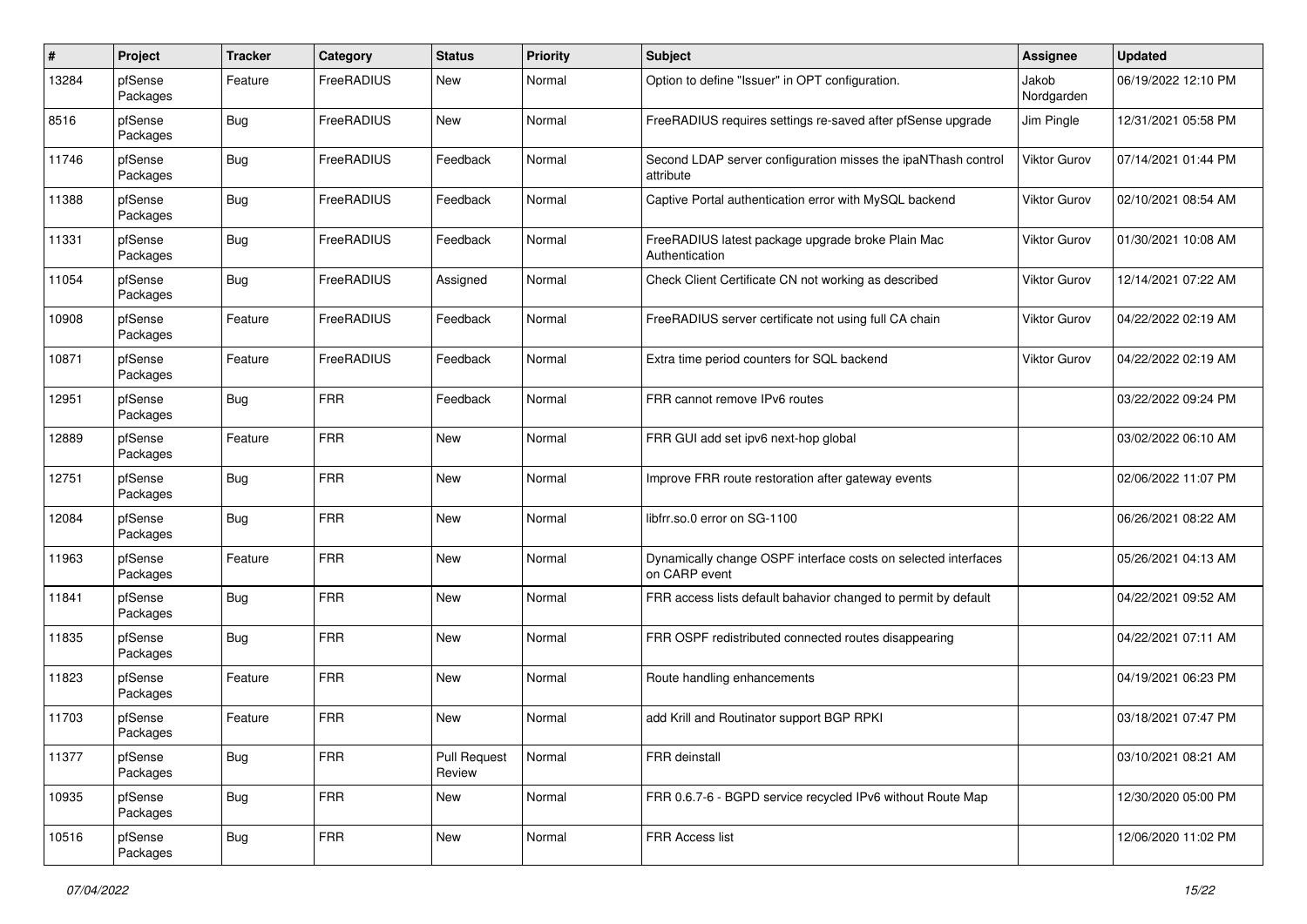| # | Project | Tracker | Category | Status | Priority | Subject | Assignee | Updated |
|---|---|---|---|---|---|---|---|---|
| 13284 | pfSense Packages | Feature | FreeRADIUS | New | Normal | Option to define "Issuer" in OPT configuration. | Jakob Nordgarden | 06/19/2022 12:10 PM |
| 8516 | pfSense Packages | Bug | FreeRADIUS | New | Normal | FreeRADIUS requires settings re-saved after pfSense upgrade | Jim Pingle | 12/31/2021 05:58 PM |
| 11746 | pfSense Packages | Bug | FreeRADIUS | Feedback | Normal | Second LDAP server configuration misses the ipaNThash control attribute | Viktor Gurov | 07/14/2021 01:44 PM |
| 11388 | pfSense Packages | Bug | FreeRADIUS | Feedback | Normal | Captive Portal authentication error with MySQL backend | Viktor Gurov | 02/10/2021 08:54 AM |
| 11331 | pfSense Packages | Bug | FreeRADIUS | Feedback | Normal | FreeRADIUS latest package upgrade broke Plain Mac Authentication | Viktor Gurov | 01/30/2021 10:08 AM |
| 11054 | pfSense Packages | Bug | FreeRADIUS | Assigned | Normal | Check Client Certificate CN not working as described | Viktor Gurov | 12/14/2021 07:22 AM |
| 10908 | pfSense Packages | Feature | FreeRADIUS | Feedback | Normal | FreeRADIUS server certificate not using full CA chain | Viktor Gurov | 04/22/2022 02:19 AM |
| 10871 | pfSense Packages | Feature | FreeRADIUS | Feedback | Normal | Extra time period counters for SQL backend | Viktor Gurov | 04/22/2022 02:19 AM |
| 12951 | pfSense Packages | Bug | FRR | Feedback | Normal | FRR cannot remove IPv6 routes | | 03/22/2022 09:24 PM |
| 12889 | pfSense Packages | Feature | FRR | New | Normal | FRR GUI add set ipv6 next-hop global | | 03/02/2022 06:10 AM |
| 12751 | pfSense Packages | Bug | FRR | New | Normal | Improve FRR route restoration after gateway events | | 02/06/2022 11:07 PM |
| 12084 | pfSense Packages | Bug | FRR | New | Normal | libfrr.so.0 error on SG-1100 | | 06/26/2021 08:22 AM |
| 11963 | pfSense Packages | Feature | FRR | New | Normal | Dynamically change OSPF interface costs on selected interfaces on CARP event | | 05/26/2021 04:13 AM |
| 11841 | pfSense Packages | Bug | FRR | New | Normal | FRR access lists default bahavior changed to permit by default | | 04/22/2021 09:52 AM |
| 11835 | pfSense Packages | Bug | FRR | New | Normal | FRR OSPF redistributed connected routes disappearing | | 04/22/2021 07:11 AM |
| 11823 | pfSense Packages | Feature | FRR | New | Normal | Route handling enhancements | | 04/19/2021 06:23 PM |
| 11703 | pfSense Packages | Feature | FRR | New | Normal | add Krill and Routinator support BGP RPKI | | 03/18/2021 07:47 PM |
| 11377 | pfSense Packages | Bug | FRR | Pull Request Review | Normal | FRR deinstall | | 03/10/2021 08:21 AM |
| 10935 | pfSense Packages | Bug | FRR | New | Normal | FRR 0.6.7-6 - BGPD service recycled IPv6 without Route Map | | 12/30/2020 05:00 PM |
| 10516 | pfSense Packages | Bug | FRR | New | Normal | FRR Access list | | 12/06/2020 11:02 PM |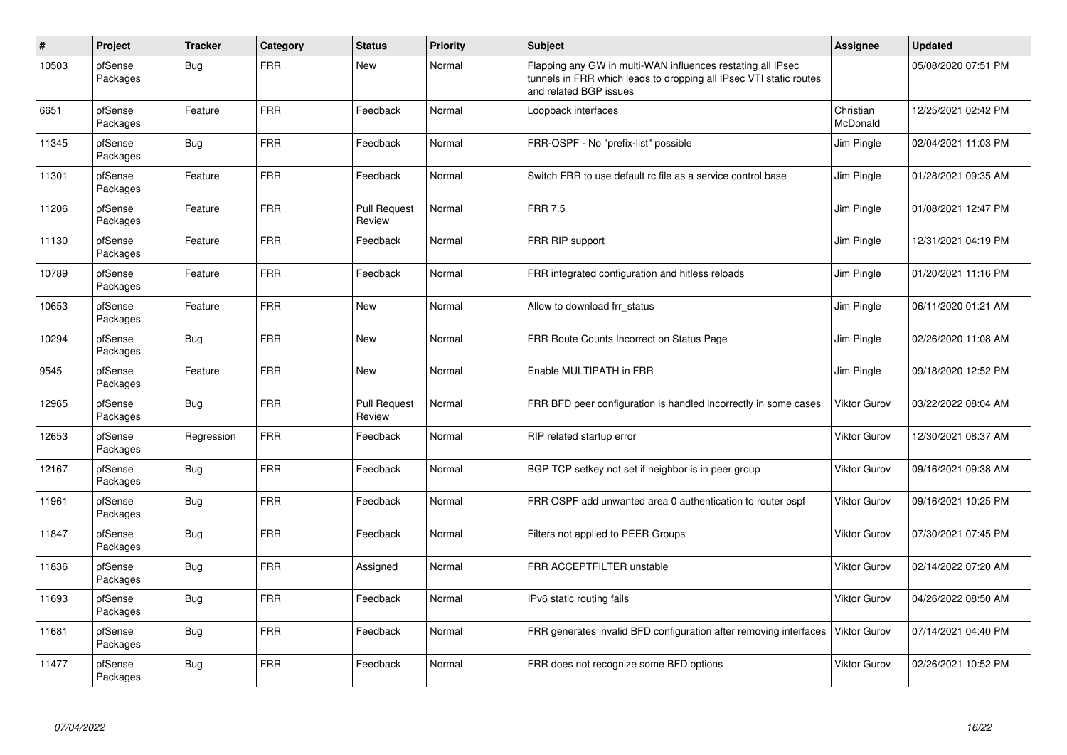| # | Project | Tracker | Category | Status | Priority | Subject | Assignee | Updated |
|---|---|---|---|---|---|---|---|---|
| 10503 | pfSense Packages | Bug | FRR | New | Normal | Flapping any GW in multi-WAN influences restating all IPsec tunnels in FRR which leads to dropping all IPsec VTI static routes and related BGP issues | | 05/08/2020 07:51 PM |
| 6651 | pfSense Packages | Feature | FRR | Feedback | Normal | Loopback interfaces | Christian McDonald | 12/25/2021 02:42 PM |
| 11345 | pfSense Packages | Bug | FRR | Feedback | Normal | FRR-OSPF - No "prefix-list" possible | Jim Pingle | 02/04/2021 11:03 PM |
| 11301 | pfSense Packages | Feature | FRR | Feedback | Normal | Switch FRR to use default rc file as a service control base | Jim Pingle | 01/28/2021 09:35 AM |
| 11206 | pfSense Packages | Feature | FRR | Pull Request Review | Normal | FRR 7.5 | Jim Pingle | 01/08/2021 12:47 PM |
| 11130 | pfSense Packages | Feature | FRR | Feedback | Normal | FRR RIP support | Jim Pingle | 12/31/2021 04:19 PM |
| 10789 | pfSense Packages | Feature | FRR | Feedback | Normal | FRR integrated configuration and hitless reloads | Jim Pingle | 01/20/2021 11:16 PM |
| 10653 | pfSense Packages | Feature | FRR | New | Normal | Allow to download frr_status | Jim Pingle | 06/11/2020 01:21 AM |
| 10294 | pfSense Packages | Bug | FRR | New | Normal | FRR Route Counts Incorrect on Status Page | Jim Pingle | 02/26/2020 11:08 AM |
| 9545 | pfSense Packages | Feature | FRR | New | Normal | Enable MULTIPATH in FRR | Jim Pingle | 09/18/2020 12:52 PM |
| 12965 | pfSense Packages | Bug | FRR | Pull Request Review | Normal | FRR BFD peer configuration is handled incorrectly in some cases | Viktor Gurov | 03/22/2022 08:04 AM |
| 12653 | pfSense Packages | Regression | FRR | Feedback | Normal | RIP related startup error | Viktor Gurov | 12/30/2021 08:37 AM |
| 12167 | pfSense Packages | Bug | FRR | Feedback | Normal | BGP TCP setkey not set if neighbor is in peer group | Viktor Gurov | 09/16/2021 09:38 AM |
| 11961 | pfSense Packages | Bug | FRR | Feedback | Normal | FRR OSPF add unwanted area 0 authentication to router ospf | Viktor Gurov | 09/16/2021 10:25 PM |
| 11847 | pfSense Packages | Bug | FRR | Feedback | Normal | Filters not applied to PEER Groups | Viktor Gurov | 07/30/2021 07:45 PM |
| 11836 | pfSense Packages | Bug | FRR | Assigned | Normal | FRR ACCEPTFILTER unstable | Viktor Gurov | 02/14/2022 07:20 AM |
| 11693 | pfSense Packages | Bug | FRR | Feedback | Normal | IPv6 static routing fails | Viktor Gurov | 04/26/2022 08:50 AM |
| 11681 | pfSense Packages | Bug | FRR | Feedback | Normal | FRR generates invalid BFD configuration after removing interfaces | Viktor Gurov | 07/14/2021 04:40 PM |
| 11477 | pfSense Packages | Bug | FRR | Feedback | Normal | FRR does not recognize some BFD options | Viktor Gurov | 02/26/2021 10:52 PM |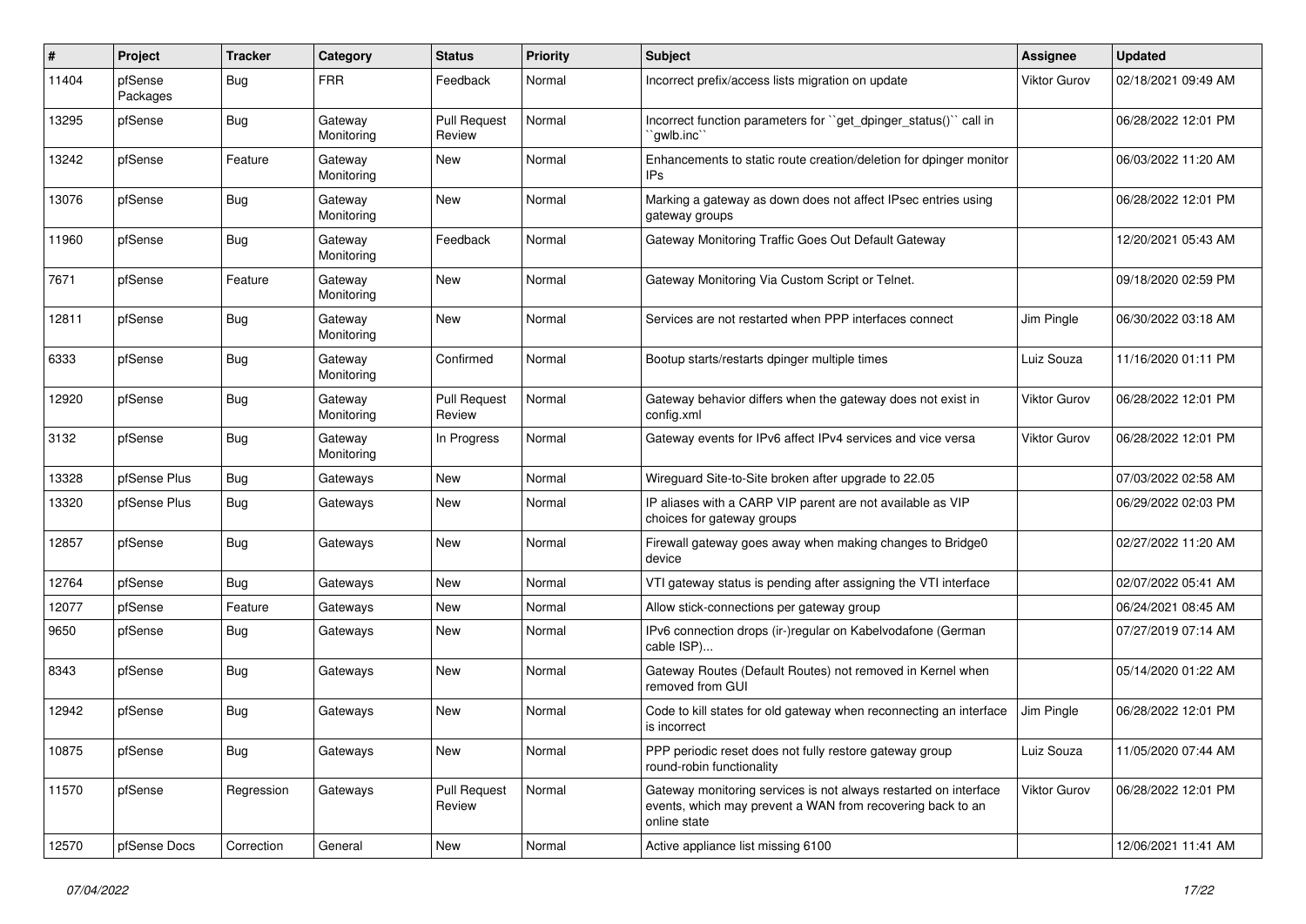| # | Project | Tracker | Category | Status | Priority | Subject | Assignee | Updated |
|---|---|---|---|---|---|---|---|---|
| 11404 | pfSense Packages | Bug | FRR | Feedback | Normal | Incorrect prefix/access lists migration on update | Viktor Gurov | 02/18/2021 09:49 AM |
| 13295 | pfSense | Bug | Gateway Monitoring | Pull Request Review | Normal | Incorrect function parameters for ``get_dpinger_status()`` call in ``gwlb.inc`` | | 06/28/2022 12:01 PM |
| 13242 | pfSense | Feature | Gateway Monitoring | New | Normal | Enhancements to static route creation/deletion for dpinger monitor IPs | | 06/03/2022 11:20 AM |
| 13076 | pfSense | Bug | Gateway Monitoring | New | Normal | Marking a gateway as down does not affect IPsec entries using gateway groups | | 06/28/2022 12:01 PM |
| 11960 | pfSense | Bug | Gateway Monitoring | Feedback | Normal | Gateway Monitoring Traffic Goes Out Default Gateway | | 12/20/2021 05:43 AM |
| 7671 | pfSense | Feature | Gateway Monitoring | New | Normal | Gateway Monitoring Via Custom Script or Telnet. | | 09/18/2020 02:59 PM |
| 12811 | pfSense | Bug | Gateway Monitoring | New | Normal | Services are not restarted when PPP interfaces connect | Jim Pingle | 06/30/2022 03:18 AM |
| 6333 | pfSense | Bug | Gateway Monitoring | Confirmed | Normal | Bootup starts/restarts dpinger multiple times | Luiz Souza | 11/16/2020 01:11 PM |
| 12920 | pfSense | Bug | Gateway Monitoring | Pull Request Review | Normal | Gateway behavior differs when the gateway does not exist in config.xml | Viktor Gurov | 06/28/2022 12:01 PM |
| 3132 | pfSense | Bug | Gateway Monitoring | In Progress | Normal | Gateway events for IPv6 affect IPv4 services and vice versa | Viktor Gurov | 06/28/2022 12:01 PM |
| 13328 | pfSense Plus | Bug | Gateways | New | Normal | Wireguard Site-to-Site broken after upgrade to 22.05 | | 07/03/2022 02:58 AM |
| 13320 | pfSense Plus | Bug | Gateways | New | Normal | IP aliases with a CARP VIP parent are not available as VIP choices for gateway groups | | 06/29/2022 02:03 PM |
| 12857 | pfSense | Bug | Gateways | New | Normal | Firewall gateway goes away when making changes to Bridge0 device | | 02/27/2022 11:20 AM |
| 12764 | pfSense | Bug | Gateways | New | Normal | VTI gateway status is pending after assigning the VTI interface | | 02/07/2022 05:41 AM |
| 12077 | pfSense | Feature | Gateways | New | Normal | Allow stick-connections per gateway group | | 06/24/2021 08:45 AM |
| 9650 | pfSense | Bug | Gateways | New | Normal | IPv6 connection drops (ir-)regular on Kabelvodafone (German cable ISP)... | | 07/27/2019 07:14 AM |
| 8343 | pfSense | Bug | Gateways | New | Normal | Gateway Routes (Default Routes) not removed in Kernel when removed from GUI | | 05/14/2020 01:22 AM |
| 12942 | pfSense | Bug | Gateways | New | Normal | Code to kill states for old gateway when reconnecting an interface is incorrect | Jim Pingle | 06/28/2022 12:01 PM |
| 10875 | pfSense | Bug | Gateways | New | Normal | PPP periodic reset does not fully restore gateway group round-robin functionality | Luiz Souza | 11/05/2020 07:44 AM |
| 11570 | pfSense | Regression | Gateways | Pull Request Review | Normal | Gateway monitoring services is not always restarted on interface events, which may prevent a WAN from recovering back to an online state | Viktor Gurov | 06/28/2022 12:01 PM |
| 12570 | pfSense Docs | Correction | General | New | Normal | Active appliance list missing 6100 | | 12/06/2021 11:41 AM |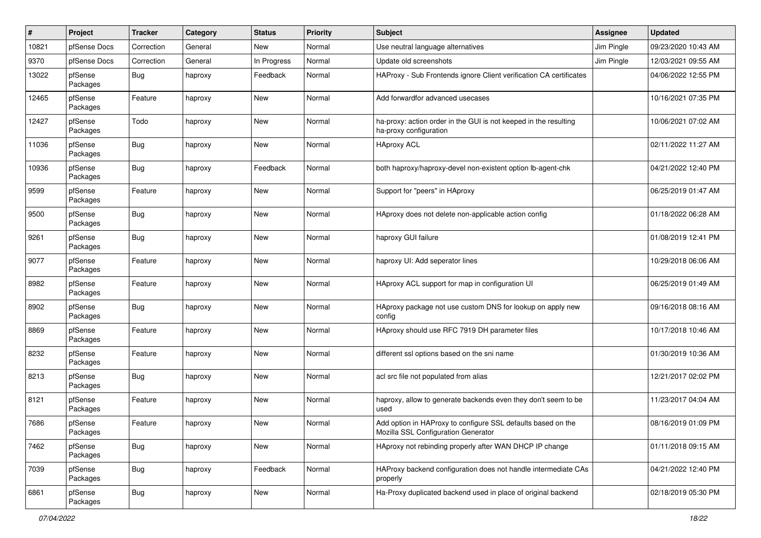| # | Project | Tracker | Category | Status | Priority | Subject | Assignee | Updated |
|---|---|---|---|---|---|---|---|---|
| 10821 | pfSense Docs | Correction | General | New | Normal | Use neutral language alternatives | Jim Pingle | 09/23/2020 10:43 AM |
| 9370 | pfSense Docs | Correction | General | In Progress | Normal | Update old screenshots | Jim Pingle | 12/03/2021 09:55 AM |
| 13022 | pfSense Packages | Bug | haproxy | Feedback | Normal | HAProxy - Sub Frontends ignore Client verification CA certificates | | 04/06/2022 12:55 PM |
| 12465 | pfSense Packages | Feature | haproxy | New | Normal | Add forwardfor advanced usecases | | 10/16/2021 07:35 PM |
| 12427 | pfSense Packages | Todo | haproxy | New | Normal | ha-proxy: action order in the GUI is not keeped in the resulting ha-proxy configuration | | 10/06/2021 07:02 AM |
| 11036 | pfSense Packages | Bug | haproxy | New | Normal | HAproxy ACL | | 02/11/2022 11:27 AM |
| 10936 | pfSense Packages | Bug | haproxy | Feedback | Normal | both haproxy/haproxy-devel non-existent option lb-agent-chk | | 04/21/2022 12:40 PM |
| 9599 | pfSense Packages | Feature | haproxy | New | Normal | Support for "peers" in HAproxy | | 06/25/2019 01:47 AM |
| 9500 | pfSense Packages | Bug | haproxy | New | Normal | HAproxy does not delete non-applicable action config | | 01/18/2022 06:28 AM |
| 9261 | pfSense Packages | Bug | haproxy | New | Normal | haproxy GUI failure | | 01/08/2019 12:41 PM |
| 9077 | pfSense Packages | Feature | haproxy | New | Normal | haproxy UI: Add seperator lines | | 10/29/2018 06:06 AM |
| 8982 | pfSense Packages | Feature | haproxy | New | Normal | HAproxy ACL support for map in configuration UI | | 06/25/2019 01:49 AM |
| 8902 | pfSense Packages | Bug | haproxy | New | Normal | HAproxy package not use custom DNS for lookup on apply new config | | 09/16/2018 08:16 AM |
| 8869 | pfSense Packages | Feature | haproxy | New | Normal | HAproxy should use RFC 7919 DH parameter files | | 10/17/2018 10:46 AM |
| 8232 | pfSense Packages | Feature | haproxy | New | Normal | different ssl options based on the sni name | | 01/30/2019 10:36 AM |
| 8213 | pfSense Packages | Bug | haproxy | New | Normal | acl src file not populated from alias | | 12/21/2017 02:02 PM |
| 8121 | pfSense Packages | Feature | haproxy | New | Normal | haproxy, allow to generate backends even they don't seem to be used | | 11/23/2017 04:04 AM |
| 7686 | pfSense Packages | Feature | haproxy | New | Normal | Add option in HAProxy to configure SSL defaults based on the Mozilla SSL Configuration Generator | | 08/16/2019 01:09 PM |
| 7462 | pfSense Packages | Bug | haproxy | New | Normal | HAproxy not rebinding properly after WAN DHCP IP change | | 01/11/2018 09:15 AM |
| 7039 | pfSense Packages | Bug | haproxy | Feedback | Normal | HAProxy backend configuration does not handle intermediate CAs properly | | 04/21/2022 12:40 PM |
| 6861 | pfSense Packages | Bug | haproxy | New | Normal | Ha-Proxy duplicated backend used in place of original backend | | 02/18/2019 05:30 PM |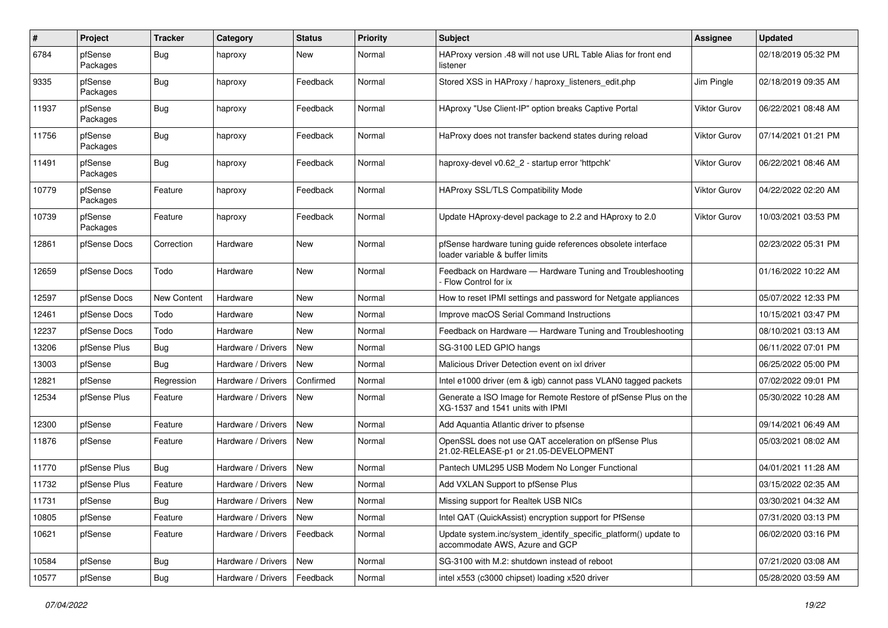| # | Project | Tracker | Category | Status | Priority | Subject | Assignee | Updated |
|---|---|---|---|---|---|---|---|---|
| 6784 | pfSense Packages | Bug | haproxy | New | Normal | HAProxy version .48 will not use URL Table Alias for front end listener | | 02/18/2019 05:32 PM |
| 9335 | pfSense Packages | Bug | haproxy | Feedback | Normal | Stored XSS in HAProxy / haproxy_listeners_edit.php | Jim Pingle | 02/18/2019 09:35 AM |
| 11937 | pfSense Packages | Bug | haproxy | Feedback | Normal | HAproxy "Use Client-IP" option breaks Captive Portal | Viktor Gurov | 06/22/2021 08:48 AM |
| 11756 | pfSense Packages | Bug | haproxy | Feedback | Normal | HaProxy does not transfer backend states during reload | Viktor Gurov | 07/14/2021 01:21 PM |
| 11491 | pfSense Packages | Bug | haproxy | Feedback | Normal | haproxy-devel v0.62_2 - startup error 'httpchk' | Viktor Gurov | 06/22/2021 08:46 AM |
| 10779 | pfSense Packages | Feature | haproxy | Feedback | Normal | HAProxy SSL/TLS Compatibility Mode | Viktor Gurov | 04/22/2022 02:20 AM |
| 10739 | pfSense Packages | Feature | haproxy | Feedback | Normal | Update HAproxy-devel package to 2.2 and HAproxy to 2.0 | Viktor Gurov | 10/03/2021 03:53 PM |
| 12861 | pfSense Docs | Correction | Hardware | New | Normal | pfSense hardware tuning guide references obsolete interface loader variable & buffer limits | | 02/23/2022 05:31 PM |
| 12659 | pfSense Docs | Todo | Hardware | New | Normal | Feedback on Hardware — Hardware Tuning and Troubleshooting - Flow Control for ix | | 01/16/2022 10:22 AM |
| 12597 | pfSense Docs | New Content | Hardware | New | Normal | How to reset IPMI settings and password for Netgate appliances | | 05/07/2022 12:33 PM |
| 12461 | pfSense Docs | Todo | Hardware | New | Normal | Improve macOS Serial Command Instructions | | 10/15/2021 03:47 PM |
| 12237 | pfSense Docs | Todo | Hardware | New | Normal | Feedback on Hardware — Hardware Tuning and Troubleshooting | | 08/10/2021 03:13 AM |
| 13206 | pfSense Plus | Bug | Hardware / Drivers | New | Normal | SG-3100 LED GPIO hangs | | 06/11/2022 07:01 PM |
| 13003 | pfSense | Bug | Hardware / Drivers | New | Normal | Malicious Driver Detection event on ixl driver | | 06/25/2022 05:00 PM |
| 12821 | pfSense | Regression | Hardware / Drivers | Confirmed | Normal | Intel e1000 driver (em & igb) cannot pass VLAN0 tagged packets | | 07/02/2022 09:01 PM |
| 12534 | pfSense Plus | Feature | Hardware / Drivers | New | Normal | Generate a ISO Image for Remote Restore of pfSense Plus on the XG-1537 and 1541 units with IPMI | | 05/30/2022 10:28 AM |
| 12300 | pfSense | Feature | Hardware / Drivers | New | Normal | Add Aquantia Atlantic driver to pfsense | | 09/14/2021 06:49 AM |
| 11876 | pfSense | Feature | Hardware / Drivers | New | Normal | OpenSSL does not use QAT acceleration on pfSense Plus 21.02-RELEASE-p1 or 21.05-DEVELOPMENT | | 05/03/2021 08:02 AM |
| 11770 | pfSense Plus | Bug | Hardware / Drivers | New | Normal | Pantech UML295 USB Modem No Longer Functional | | 04/01/2021 11:28 AM |
| 11732 | pfSense Plus | Feature | Hardware / Drivers | New | Normal | Add VXLAN Support to pfSense Plus | | 03/15/2022 02:35 AM |
| 11731 | pfSense | Bug | Hardware / Drivers | New | Normal | Missing support for Realtek USB NICs | | 03/30/2021 04:32 AM |
| 10805 | pfSense | Feature | Hardware / Drivers | New | Normal | Intel QAT (QuickAssist) encryption support for PfSense | | 07/31/2020 03:13 PM |
| 10621 | pfSense | Feature | Hardware / Drivers | Feedback | Normal | Update system.inc/system_identify_specific_platform() update to accommodate AWS, Azure and GCP | | 06/02/2020 03:16 PM |
| 10584 | pfSense | Bug | Hardware / Drivers | New | Normal | SG-3100 with M.2: shutdown instead of reboot | | 07/21/2020 03:08 AM |
| 10577 | pfSense | Bug | Hardware / Drivers | Feedback | Normal | intel x553 (c3000 chipset) loading x520 driver | | 05/28/2020 03:59 AM |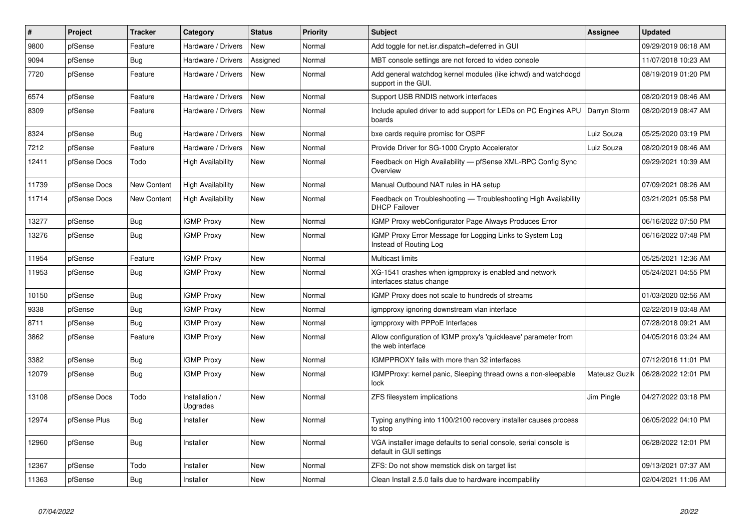| # | Project | Tracker | Category | Status | Priority | Subject | Assignee | Updated |
|---|---|---|---|---|---|---|---|---|
| 9800 | pfSense | Feature | Hardware / Drivers | New | Normal | Add toggle for net.isr.dispatch=deferred in GUI | | 09/29/2019 06:18 AM |
| 9094 | pfSense | Bug | Hardware / Drivers | Assigned | Normal | MBT console settings are not forced to video console | | 11/07/2018 10:23 AM |
| 7720 | pfSense | Feature | Hardware / Drivers | New | Normal | Add general watchdog kernel modules (like ichwd) and watchdogd support in the GUI. | | 08/19/2019 01:20 PM |
| 6574 | pfSense | Feature | Hardware / Drivers | New | Normal | Support USB RNDIS network interfaces | | 08/20/2019 08:46 AM |
| 8309 | pfSense | Feature | Hardware / Drivers | New | Normal | Include apuled driver to add support for LEDs on PC Engines APU boards | Darryn Storm | 08/20/2019 08:47 AM |
| 8324 | pfSense | Bug | Hardware / Drivers | New | Normal | bxe cards require promisc for OSPF | Luiz Souza | 05/25/2020 03:19 PM |
| 7212 | pfSense | Feature | Hardware / Drivers | New | Normal | Provide Driver for SG-1000 Crypto Accelerator | Luiz Souza | 08/20/2019 08:46 AM |
| 12411 | pfSense Docs | Todo | High Availability | New | Normal | Feedback on High Availability — pfSense XML-RPC Config Sync Overview | | 09/29/2021 10:39 AM |
| 11739 | pfSense Docs | New Content | High Availability | New | Normal | Manual Outbound NAT rules in HA setup | | 07/09/2021 08:26 AM |
| 11714 | pfSense Docs | New Content | High Availability | New | Normal | Feedback on Troubleshooting — Troubleshooting High Availability DHCP Failover | | 03/21/2021 05:58 PM |
| 13277 | pfSense | Bug | IGMP Proxy | New | Normal | IGMP Proxy webConfigurator Page Always Produces Error | | 06/16/2022 07:50 PM |
| 13276 | pfSense | Bug | IGMP Proxy | New | Normal | IGMP Proxy Error Message for Logging Links to System Log Instead of Routing Log | | 06/16/2022 07:48 PM |
| 11954 | pfSense | Feature | IGMP Proxy | New | Normal | Multicast limits | | 05/25/2021 12:36 AM |
| 11953 | pfSense | Bug | IGMP Proxy | New | Normal | XG-1541 crashes when igmpproxy is enabled and network interfaces status change | | 05/24/2021 04:55 PM |
| 10150 | pfSense | Bug | IGMP Proxy | New | Normal | IGMP Proxy does not scale to hundreds of streams | | 01/03/2020 02:56 AM |
| 9338 | pfSense | Bug | IGMP Proxy | New | Normal | igmpproxy ignoring downstream vlan interface | | 02/22/2019 03:48 AM |
| 8711 | pfSense | Bug | IGMP Proxy | New | Normal | igmpproxy with PPPoE Interfaces | | 07/28/2018 09:21 AM |
| 3862 | pfSense | Feature | IGMP Proxy | New | Normal | Allow configuration of IGMP proxy's 'quickleave' parameter from the web interface | | 04/05/2016 03:24 AM |
| 3382 | pfSense | Bug | IGMP Proxy | New | Normal | IGMPPROXY fails with more than 32 interfaces | | 07/12/2016 11:01 PM |
| 12079 | pfSense | Bug | IGMP Proxy | New | Normal | IGMPProxy: kernel panic, Sleeping thread owns a non-sleepable lock | Mateusz Guzik | 06/28/2022 12:01 PM |
| 13108 | pfSense Docs | Todo | Installation / Upgrades | New | Normal | ZFS filesystem implications | Jim Pingle | 04/27/2022 03:18 PM |
| 12974 | pfSense Plus | Bug | Installer | New | Normal | Typing anything into 1100/2100 recovery installer causes process to stop | | 06/05/2022 04:10 PM |
| 12960 | pfSense | Bug | Installer | New | Normal | VGA installer image defaults to serial console, serial console is default in GUI settings | | 06/28/2022 12:01 PM |
| 12367 | pfSense | Todo | Installer | New | Normal | ZFS: Do not show memstick disk on target list | | 09/13/2021 07:37 AM |
| 11363 | pfSense | Bug | Installer | New | Normal | Clean Install 2.5.0 fails due to hardware incompability | | 02/04/2021 11:06 AM |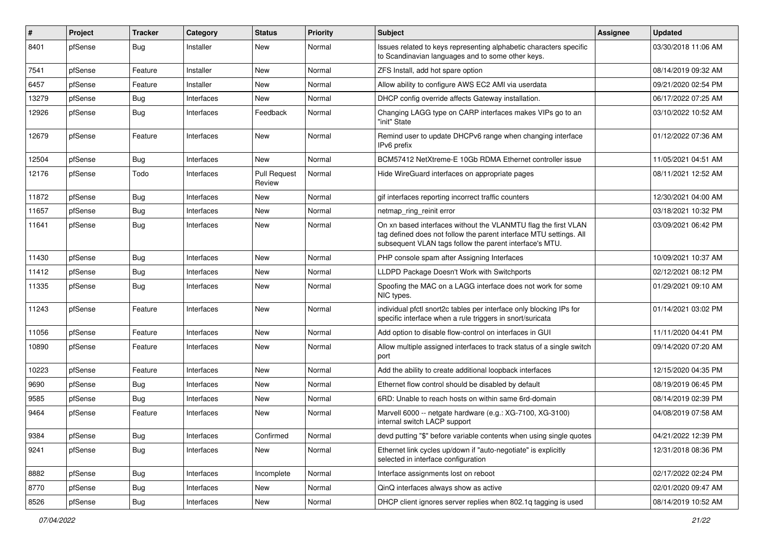| # | Project | Tracker | Category | Status | Priority | Subject | Assignee | Updated |
|---|---|---|---|---|---|---|---|---|
| 8401 | pfSense | Bug | Installer | New | Normal | Issues related to keys representing alphabetic characters specific to Scandinavian languages and to some other keys. | | 03/30/2018 11:06 AM |
| 7541 | pfSense | Feature | Installer | New | Normal | ZFS Install, add hot spare option | | 08/14/2019 09:32 AM |
| 6457 | pfSense | Feature | Installer | New | Normal | Allow ability to configure AWS EC2 AMI via userdata | | 09/21/2020 02:54 PM |
| 13279 | pfSense | Bug | Interfaces | New | Normal | DHCP config override affects Gateway installation. | | 06/17/2022 07:25 AM |
| 12926 | pfSense | Bug | Interfaces | Feedback | Normal | Changing LAGG type on CARP interfaces makes VIPs go to an "init" State | | 03/10/2022 10:52 AM |
| 12679 | pfSense | Feature | Interfaces | New | Normal | Remind user to update DHCPv6 range when changing interface IPv6 prefix | | 01/12/2022 07:36 AM |
| 12504 | pfSense | Bug | Interfaces | New | Normal | BCM57412 NetXtreme-E 10Gb RDMA Ethernet controller issue | | 11/05/2021 04:51 AM |
| 12176 | pfSense | Todo | Interfaces | Pull Request Review | Normal | Hide WireGuard interfaces on appropriate pages | | 08/11/2021 12:52 AM |
| 11872 | pfSense | Bug | Interfaces | New | Normal | gif interfaces reporting incorrect traffic counters | | 12/30/2021 04:00 AM |
| 11657 | pfSense | Bug | Interfaces | New | Normal | netmap_ring_reinit error | | 03/18/2021 10:32 PM |
| 11641 | pfSense | Bug | Interfaces | New | Normal | On xn based interfaces without the VLANMTU flag the first VLAN tag defined does not follow the parent interface MTU settings. All subsequent VLAN tags follow the parent interface's MTU. | | 03/09/2021 06:42 PM |
| 11430 | pfSense | Bug | Interfaces | New | Normal | PHP console spam after Assigning Interfaces | | 10/09/2021 10:37 AM |
| 11412 | pfSense | Bug | Interfaces | New | Normal | LLDPD Package Doesn't Work with Switchports | | 02/12/2021 08:12 PM |
| 11335 | pfSense | Bug | Interfaces | New | Normal | Spoofing the MAC on a LAGG interface does not work for some NIC types. | | 01/29/2021 09:10 AM |
| 11243 | pfSense | Feature | Interfaces | New | Normal | individual pfctl snort2c tables per interface only blocking IPs for specific interface when a rule triggers in snort/suricata | | 01/14/2021 03:02 PM |
| 11056 | pfSense | Feature | Interfaces | New | Normal | Add option to disable flow-control on interfaces in GUI | | 11/11/2020 04:41 PM |
| 10890 | pfSense | Feature | Interfaces | New | Normal | Allow multiple assigned interfaces to track status of a single switch port | | 09/14/2020 07:20 AM |
| 10223 | pfSense | Feature | Interfaces | New | Normal | Add the ability to create additional loopback interfaces | | 12/15/2020 04:35 PM |
| 9690 | pfSense | Bug | Interfaces | New | Normal | Ethernet flow control should be disabled by default | | 08/19/2019 06:45 PM |
| 9585 | pfSense | Bug | Interfaces | New | Normal | 6RD: Unable to reach hosts on within same 6rd-domain | | 08/14/2019 02:39 PM |
| 9464 | pfSense | Feature | Interfaces | New | Normal | Marvell 6000 -- netgate hardware (e.g.: XG-7100, XG-3100) internal switch LACP support | | 04/08/2019 07:58 AM |
| 9384 | pfSense | Bug | Interfaces | Confirmed | Normal | devd putting "$" before variable contents when using single quotes | | 04/21/2022 12:39 PM |
| 9241 | pfSense | Bug | Interfaces | New | Normal | Ethernet link cycles up/down if "auto-negotiate" is explicitly selected in interface configuration | | 12/31/2018 08:36 PM |
| 8882 | pfSense | Bug | Interfaces | Incomplete | Normal | Interface assignments lost on reboot | | 02/17/2022 02:24 PM |
| 8770 | pfSense | Bug | Interfaces | New | Normal | QinQ interfaces always show as active | | 02/01/2020 09:47 AM |
| 8526 | pfSense | Bug | Interfaces | New | Normal | DHCP client ignores server replies when 802.1q tagging is used | | 08/14/2019 10:52 AM |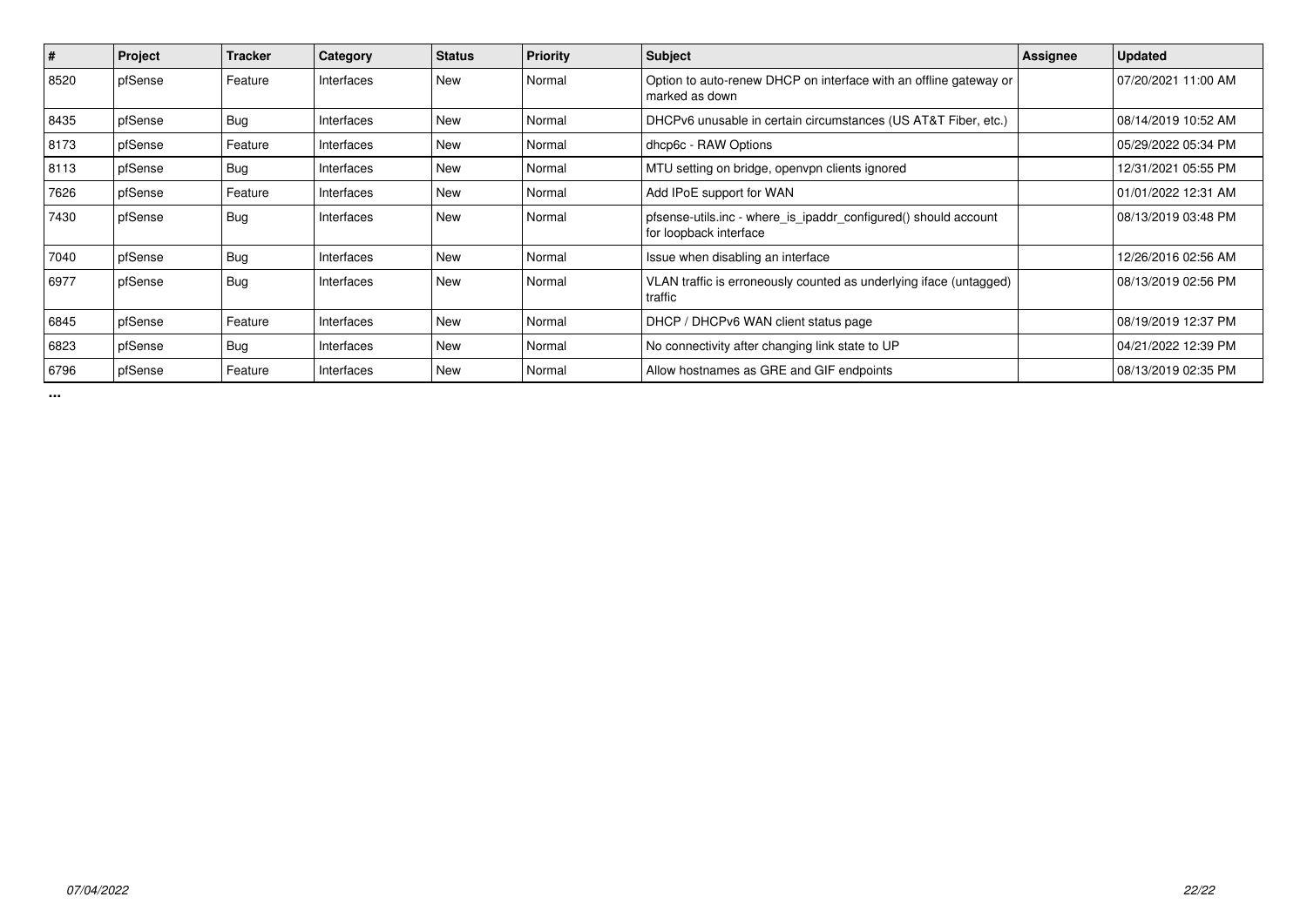| # | Project | Tracker | Category | Status | Priority | Subject | Assignee | Updated |
|---|---|---|---|---|---|---|---|---|
| 8520 | pfSense | Feature | Interfaces | New | Normal | Option to auto-renew DHCP on interface with an offline gateway or marked as down | | 07/20/2021 11:00 AM |
| 8435 | pfSense | Bug | Interfaces | New | Normal | DHCPv6 unusable in certain circumstances (US AT&T Fiber, etc.) | | 08/14/2019 10:52 AM |
| 8173 | pfSense | Feature | Interfaces | New | Normal | dhcp6c - RAW Options | | 05/29/2022 05:34 PM |
| 8113 | pfSense | Bug | Interfaces | New | Normal | MTU setting on bridge, openvpn clients ignored | | 12/31/2021 05:55 PM |
| 7626 | pfSense | Feature | Interfaces | New | Normal | Add IPoE support for WAN | | 01/01/2022 12:31 AM |
| 7430 | pfSense | Bug | Interfaces | New | Normal | pfsense-utils.inc - where_is_ipaddr_configured() should account for loopback interface | | 08/13/2019 03:48 PM |
| 7040 | pfSense | Bug | Interfaces | New | Normal | Issue when disabling an interface | | 12/26/2016 02:56 AM |
| 6977 | pfSense | Bug | Interfaces | New | Normal | VLAN traffic is erroneously counted as underlying iface (untagged) traffic | | 08/13/2019 02:56 PM |
| 6845 | pfSense | Feature | Interfaces | New | Normal | DHCP / DHCPv6 WAN client status page | | 08/19/2019 12:37 PM |
| 6823 | pfSense | Bug | Interfaces | New | Normal | No connectivity after changing link state to UP | | 04/21/2022 12:39 PM |
| 6796 | pfSense | Feature | Interfaces | New | Normal | Allow hostnames as GRE and GIF endpoints | | 08/13/2019 02:35 PM |

...